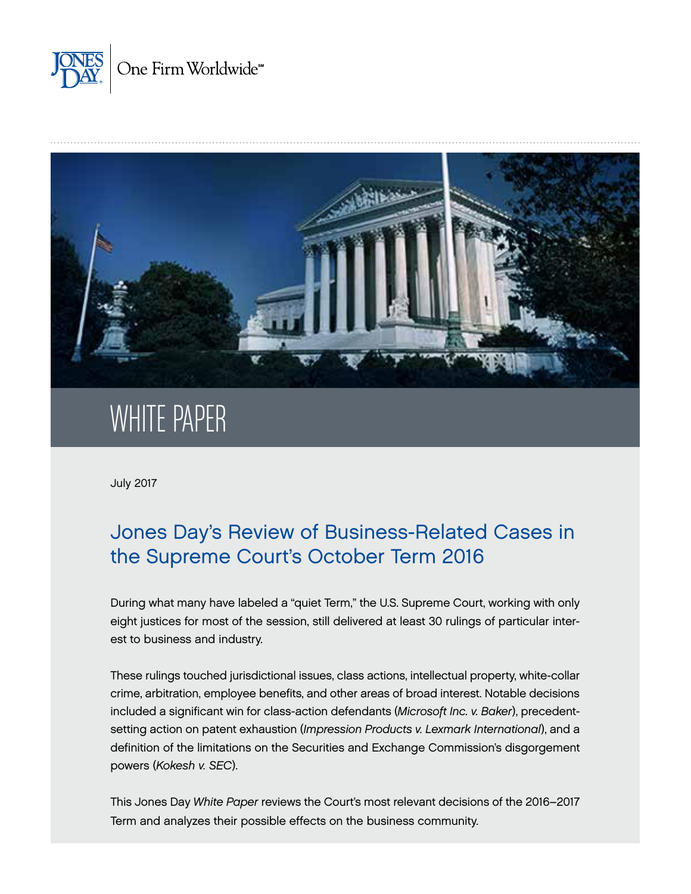Jones Day | One Firm Worldwide℠

# WHITE PAPER

July 2017

## Jones Day's Review of Business-Related Cases in the Supreme Court's October Term 2016

During what many have labeled a "quiet Term," the U.S. Supreme Court, working with only eight justices for most of the session, still delivered at least 30 rulings of particular interest to business and industry.

These rulings touched jurisdictional issues, class actions, intellectual property, white-collar crime, arbitration, employee benefits, and other areas of broad interest. Notable decisions included a significant win for class-action defendants (*Microsoft Inc. v. Baker*), precedent-setting action on patent exhaustion (*Impression Products v. Lexmark International*), and a definition of the limitations on the Securities and Exchange Commission's disgorgement powers (*Kokesh v. SEC*).

This Jones Day *White Paper* reviews the Court's most relevant decisions of the 2016–2017 Term and analyzes their possible effects on the business community.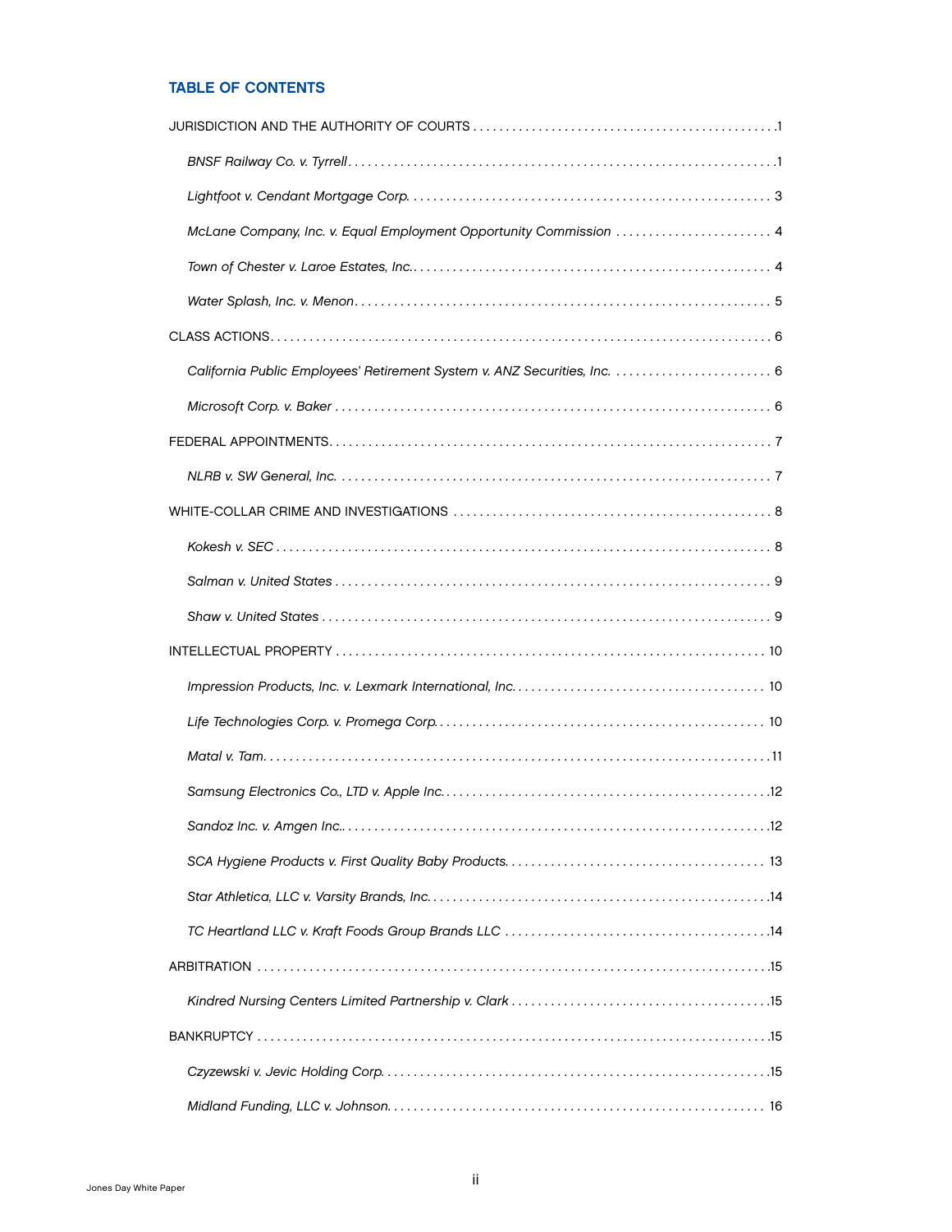## TABLE OF CONTENTS

JURISDICTION AND THE AUTHORITY OF COURTS . . . . . 1

*BNSF Railway Co. v. Tyrrell* . . . . . 1

*Lightfoot v. Cendant Mortgage Corp.* . . . . . 3

*McLane Company, Inc. v. Equal Employment Opportunity Commission* . . . . . 4

*Town of Chester v. Laroe Estates, Inc.* . . . . . 4

*Water Splash, Inc. v. Menon* . . . . . 5

CLASS ACTIONS . . . . . 6

*California Public Employees' Retirement System v. ANZ Securities, Inc.* . . . . . 6

*Microsoft Corp. v. Baker* . . . . . 6

FEDERAL APPOINTMENTS . . . . . 7

*NLRB v. SW General, Inc.* . . . . . 7

WHITE-COLLAR CRIME AND INVESTIGATIONS . . . . . 8

*Kokesh v. SEC* . . . . . 8

*Salman v. United States* . . . . . 9

*Shaw v. United States* . . . . . 9

INTELLECTUAL PROPERTY . . . . . 10

*Impression Products, Inc. v. Lexmark International, Inc.* . . . . . 10

*Life Technologies Corp. v. Promega Corp.* . . . . . 10

*Matal v. Tam* . . . . . 11

*Samsung Electronics Co., LTD v. Apple Inc.* . . . . . 12

*Sandoz Inc. v. Amgen Inc.* . . . . . 12

*SCA Hygiene Products v. First Quality Baby Products* . . . . . 13

*Star Athletica, LLC v. Varsity Brands, Inc.* . . . . . 14

*TC Heartland LLC v. Kraft Foods Group Brands LLC* . . . . . 14

ARBITRATION . . . . . 15

*Kindred Nursing Centers Limited Partnership v. Clark* . . . . . 15

BANKRUPTCY . . . . . 15

*Czyzewski v. Jevic Holding Corp.* . . . . . 15

*Midland Funding, LLC v. Johnson* . . . . . 16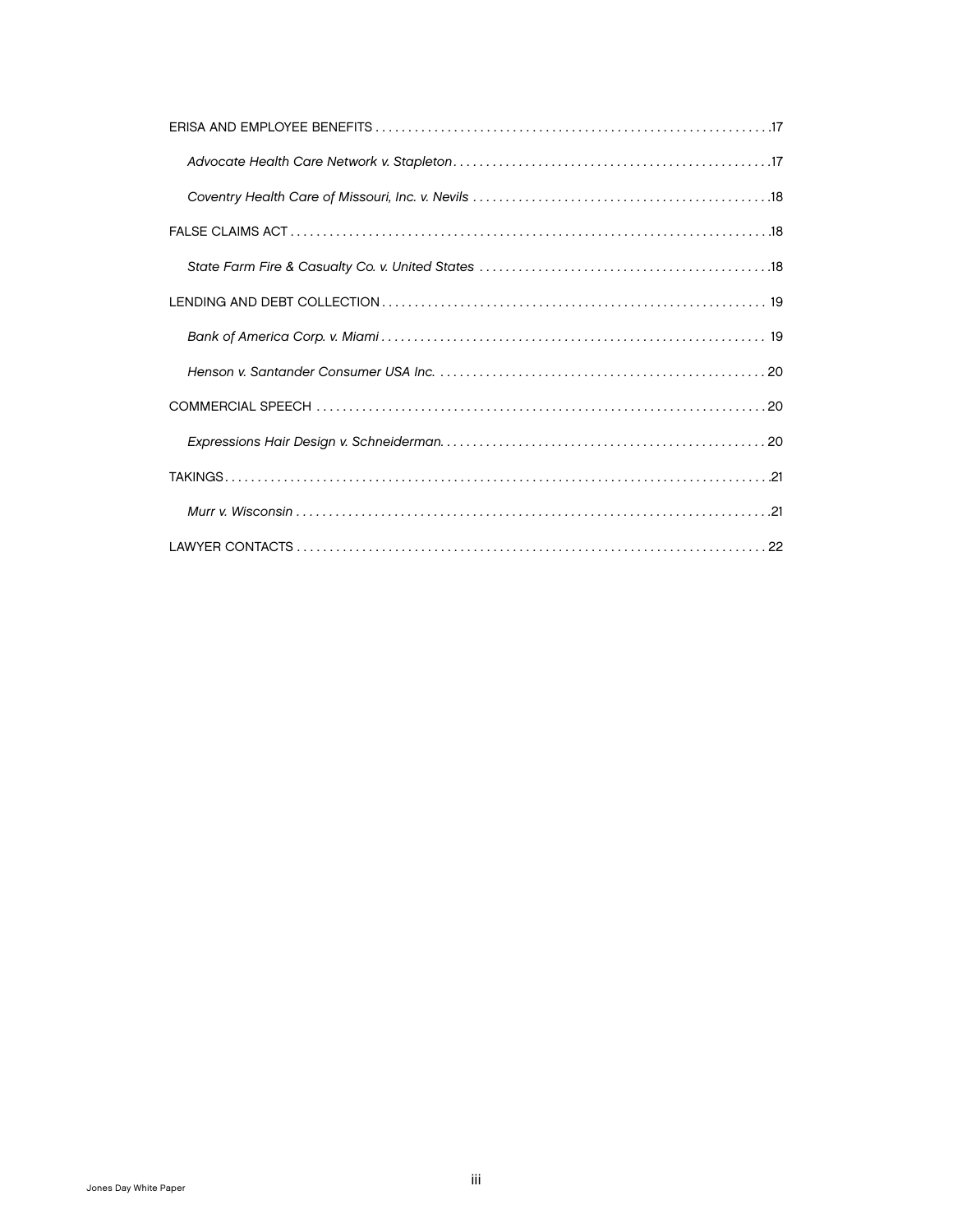ERISA AND EMPLOYEE BENEFITS . . . . . . . . . . . . . . . . . . . . . . . . . . . . . . . . . . . . . . . . . . . . . . . . . . . . . . . . . . . .17

*Advocate Health Care Network v. Stapleton* . . . . . . . . . . . . . . . . . . . . . . . . . . . . . . . . . . . . . . . . . . . . . . . .17

*Coventry Health Care of Missouri, Inc. v. Nevils* . . . . . . . . . . . . . . . . . . . . . . . . . . . . . . . . . . . . . . . . . . . . .18

FALSE CLAIMS ACT . . . . . . . . . . . . . . . . . . . . . . . . . . . . . . . . . . . . . . . . . . . . . . . . . . . . . . . . . . . . . . . . . . . . . . . .18

*State Farm Fire & Casualty Co. v. United States* . . . . . . . . . . . . . . . . . . . . . . . . . . . . . . . . . . . . . . . . . . . .18

LENDING AND DEBT COLLECTION . . . . . . . . . . . . . . . . . . . . . . . . . . . . . . . . . . . . . . . . . . . . . . . . . . . . . . . . . 19

*Bank of America Corp. v. Miami* . . . . . . . . . . . . . . . . . . . . . . . . . . . . . . . . . . . . . . . . . . . . . . . . . . . . . . . . . 19

*Henson v. Santander Consumer USA Inc.* . . . . . . . . . . . . . . . . . . . . . . . . . . . . . . . . . . . . . . . . . . . . . . . . . 20

COMMERCIAL SPEECH . . . . . . . . . . . . . . . . . . . . . . . . . . . . . . . . . . . . . . . . . . . . . . . . . . . . . . . . . . . . . . . . . . . 20

*Expressions Hair Design v. Schneiderman* . . . . . . . . . . . . . . . . . . . . . . . . . . . . . . . . . . . . . . . . . . . . . . . . 20

TAKINGS . . . . . . . . . . . . . . . . . . . . . . . . . . . . . . . . . . . . . . . . . . . . . . . . . . . . . . . . . . . . . . . . . . . . . . . . . . . . . . . . .21

*Murr v. Wisconsin* . . . . . . . . . . . . . . . . . . . . . . . . . . . . . . . . . . . . . . . . . . . . . . . . . . . . . . . . . . . . . . . . . . . . . .21

LAWYER CONTACTS . . . . . . . . . . . . . . . . . . . . . . . . . . . . . . . . . . . . . . . . . . . . . . . . . . . . . . . . . . . . . . . . . . . . . . 22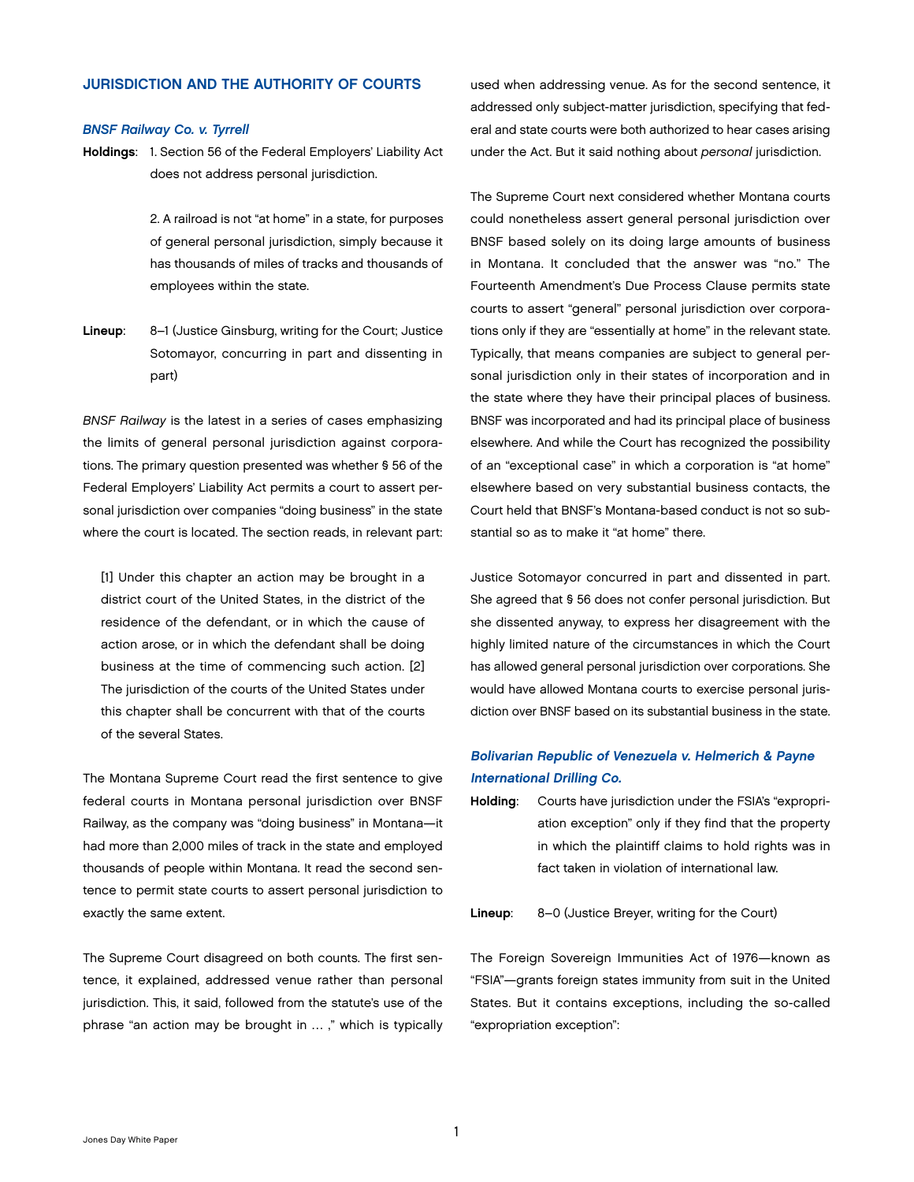## JURISDICTION AND THE AUTHORITY OF COURTS

### *BNSF Railway Co. v. Tyrrell*

**Holdings**: 1. Section 56 of the Federal Employers' Liability Act does not address personal jurisdiction.

2. A railroad is not "at home" in a state, for purposes of general personal jurisdiction, simply because it has thousands of miles of tracks and thousands of employees within the state.

**Lineup**: 8–1 (Justice Ginsburg, writing for the Court; Justice Sotomayor, concurring in part and dissenting in part)

*BNSF Railway* is the latest in a series of cases emphasizing the limits of general personal jurisdiction against corporations. The primary question presented was whether § 56 of the Federal Employers' Liability Act permits a court to assert personal jurisdiction over companies "doing business" in the state where the court is located. The section reads, in relevant part:

> [1] Under this chapter an action may be brought in a district court of the United States, in the district of the residence of the defendant, or in which the cause of action arose, or in which the defendant shall be doing business at the time of commencing such action. [2] The jurisdiction of the courts of the United States under this chapter shall be concurrent with that of the courts of the several States.

The Montana Supreme Court read the first sentence to give federal courts in Montana personal jurisdiction over BNSF Railway, as the company was "doing business" in Montana—it had more than 2,000 miles of track in the state and employed thousands of people within Montana. It read the second sentence to permit state courts to assert personal jurisdiction to exactly the same extent.

The Supreme Court disagreed on both counts. The first sentence, it explained, addressed venue rather than personal jurisdiction. This, it said, followed from the statute's use of the phrase "an action may be brought in … ," which is typically used when addressing venue. As for the second sentence, it addressed only subject-matter jurisdiction, specifying that federal and state courts were both authorized to hear cases arising under the Act. But it said nothing about *personal* jurisdiction.

The Supreme Court next considered whether Montana courts could nonetheless assert general personal jurisdiction over BNSF based solely on its doing large amounts of business in Montana. It concluded that the answer was "no." The Fourteenth Amendment's Due Process Clause permits state courts to assert "general" personal jurisdiction over corporations only if they are "essentially at home" in the relevant state. Typically, that means companies are subject to general personal jurisdiction only in their states of incorporation and in the state where they have their principal places of business. BNSF was incorporated and had its principal place of business elsewhere. And while the Court has recognized the possibility of an "exceptional case" in which a corporation is "at home" elsewhere based on very substantial business contacts, the Court held that BNSF's Montana-based conduct is not so substantial so as to make it "at home" there.

Justice Sotomayor concurred in part and dissented in part. She agreed that § 56 does not confer personal jurisdiction. But she dissented anyway, to express her disagreement with the highly limited nature of the circumstances in which the Court has allowed general personal jurisdiction over corporations. She would have allowed Montana courts to exercise personal jurisdiction over BNSF based on its substantial business in the state.

### *Bolivarian Republic of Venezuela v. Helmerich & Payne International Drilling Co.*

**Holding**: Courts have jurisdiction under the FSIA's "expropriation exception" only if they find that the property in which the plaintiff claims to hold rights was in fact taken in violation of international law.

**Lineup**: 8–0 (Justice Breyer, writing for the Court)

The Foreign Sovereign Immunities Act of 1976—known as "FSIA"—grants foreign states immunity from suit in the United States. But it contains exceptions, including the so-called "expropriation exception":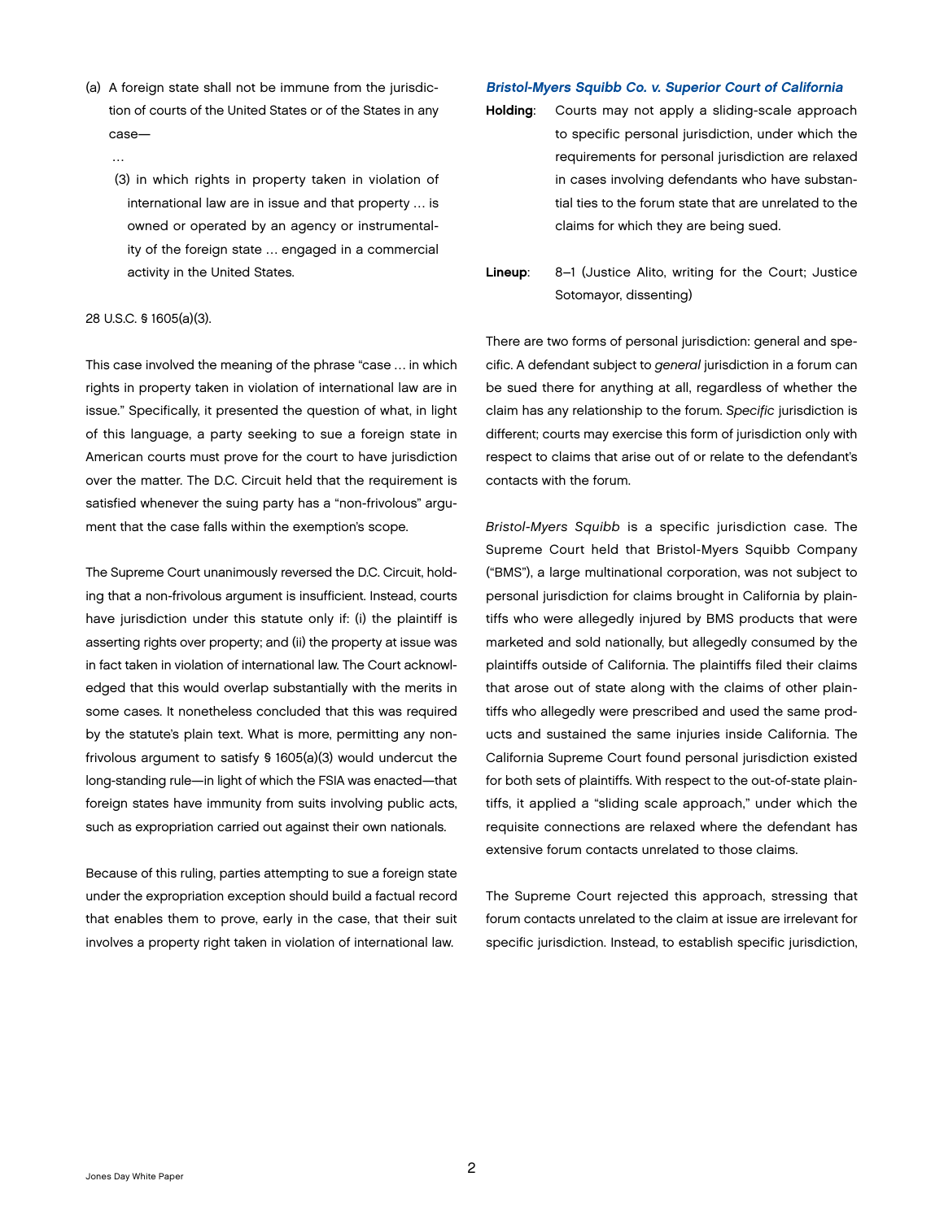(a) A foreign state shall not be immune from the jurisdiction of courts of the United States or of the States in any case—

…

(3) in which rights in property taken in violation of international law are in issue and that property … is owned or operated by an agency or instrumentality of the foreign state … engaged in a commercial activity in the United States.

28 U.S.C. § 1605(a)(3).

This case involved the meaning of the phrase "case … in which rights in property taken in violation of international law are in issue." Specifically, it presented the question of what, in light of this language, a party seeking to sue a foreign state in American courts must prove for the court to have jurisdiction over the matter. The D.C. Circuit held that the requirement is satisfied whenever the suing party has a "non-frivolous" argument that the case falls within the exemption's scope.

The Supreme Court unanimously reversed the D.C. Circuit, holding that a non-frivolous argument is insufficient. Instead, courts have jurisdiction under this statute only if: (i) the plaintiff is asserting rights over property; and (ii) the property at issue was in fact taken in violation of international law. The Court acknowledged that this would overlap substantially with the merits in some cases. It nonetheless concluded that this was required by the statute's plain text. What is more, permitting any non-frivolous argument to satisfy § 1605(a)(3) would undercut the long-standing rule—in light of which the FSIA was enacted—that foreign states have immunity from suits involving public acts, such as expropriation carried out against their own nationals.

Because of this ruling, parties attempting to sue a foreign state under the expropriation exception should build a factual record that enables them to prove, early in the case, that their suit involves a property right taken in violation of international law.

### *Bristol-Myers Squibb Co. v. Superior Court of California*

**Holding**: Courts may not apply a sliding-scale approach to specific personal jurisdiction, under which the requirements for personal jurisdiction are relaxed in cases involving defendants who have substantial ties to the forum state that are unrelated to the claims for which they are being sued.

**Lineup**: 8–1 (Justice Alito, writing for the Court; Justice Sotomayor, dissenting)

There are two forms of personal jurisdiction: general and specific. A defendant subject to *general* jurisdiction in a forum can be sued there for anything at all, regardless of whether the claim has any relationship to the forum. *Specific* jurisdiction is different; courts may exercise this form of jurisdiction only with respect to claims that arise out of or relate to the defendant's contacts with the forum.

*Bristol-Myers Squibb* is a specific jurisdiction case. The Supreme Court held that Bristol-Myers Squibb Company ("BMS"), a large multinational corporation, was not subject to personal jurisdiction for claims brought in California by plaintiffs who were allegedly injured by BMS products that were marketed and sold nationally, but allegedly consumed by the plaintiffs outside of California. The plaintiffs filed their claims that arose out of state along with the claims of other plaintiffs who allegedly were prescribed and used the same products and sustained the same injuries inside California. The California Supreme Court found personal jurisdiction existed for both sets of plaintiffs. With respect to the out-of-state plaintiffs, it applied a "sliding scale approach," under which the requisite connections are relaxed where the defendant has extensive forum contacts unrelated to those claims.

The Supreme Court rejected this approach, stressing that forum contacts unrelated to the claim at issue are irrelevant for specific jurisdiction. Instead, to establish specific jurisdiction,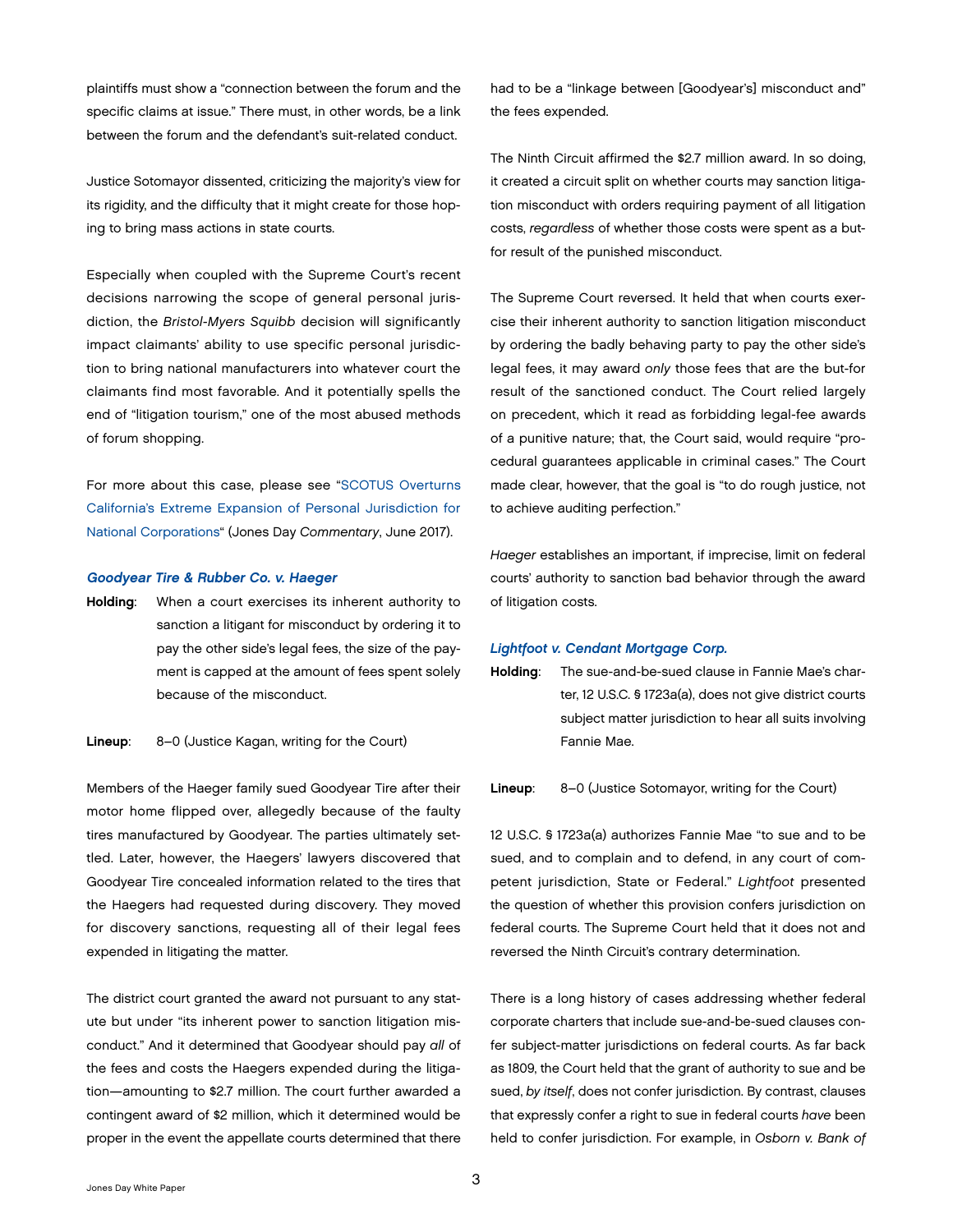plaintiffs must show a "connection between the forum and the specific claims at issue." There must, in other words, be a link between the forum and the defendant's suit-related conduct.

Justice Sotomayor dissented, criticizing the majority's view for its rigidity, and the difficulty that it might create for those hoping to bring mass actions in state courts.

Especially when coupled with the Supreme Court's recent decisions narrowing the scope of general personal jurisdiction, the *Bristol-Myers Squibb* decision will significantly impact claimants' ability to use specific personal jurisdiction to bring national manufacturers into whatever court the claimants find most favorable. And it potentially spells the end of "litigation tourism," one of the most abused methods of forum shopping.

For more about this case, please see "SCOTUS Overturns California's Extreme Expansion of Personal Jurisdiction for National Corporations" (Jones Day *Commentary*, June 2017).

### *Goodyear Tire & Rubber Co. v. Haeger*

**Holding**: When a court exercises its inherent authority to sanction a litigant for misconduct by ordering it to pay the other side's legal fees, the size of the payment is capped at the amount of fees spent solely because of the misconduct.

**Lineup**: 8–0 (Justice Kagan, writing for the Court)

Members of the Haeger family sued Goodyear Tire after their motor home flipped over, allegedly because of the faulty tires manufactured by Goodyear. The parties ultimately settled. Later, however, the Haegers' lawyers discovered that Goodyear Tire concealed information related to the tires that the Haegers had requested during discovery. They moved for discovery sanctions, requesting all of their legal fees expended in litigating the matter.

The district court granted the award not pursuant to any statute but under "its inherent power to sanction litigation misconduct." And it determined that Goodyear should pay *all* of the fees and costs the Haegers expended during the litigation—amounting to $2.7 million. The court further awarded a contingent award of $2 million, which it determined would be proper in the event the appellate courts determined that there had to be a "linkage between [Goodyear's] misconduct and" the fees expended.

The Ninth Circuit affirmed the $2.7 million award. In so doing, it created a circuit split on whether courts may sanction litigation misconduct with orders requiring payment of all litigation costs, *regardless* of whether those costs were spent as a but-for result of the punished misconduct.

The Supreme Court reversed. It held that when courts exercise their inherent authority to sanction litigation misconduct by ordering the badly behaving party to pay the other side's legal fees, it may award *only* those fees that are the but-for result of the sanctioned conduct. The Court relied largely on precedent, which it read as forbidding legal-fee awards of a punitive nature; that, the Court said, would require "procedural guarantees applicable in criminal cases." The Court made clear, however, that the goal is "to do rough justice, not to achieve auditing perfection."

*Haeger* establishes an important, if imprecise, limit on federal courts' authority to sanction bad behavior through the award of litigation costs.

### *Lightfoot v. Cendant Mortgage Corp.*

**Holding**: The sue-and-be-sued clause in Fannie Mae's charter, 12 U.S.C. § 1723a(a), does not give district courts subject matter jurisdiction to hear all suits involving Fannie Mae.

**Lineup**: 8–0 (Justice Sotomayor, writing for the Court)

12 U.S.C. § 1723a(a) authorizes Fannie Mae "to sue and to be sued, and to complain and to defend, in any court of competent jurisdiction, State or Federal." *Lightfoot* presented the question of whether this provision confers jurisdiction on federal courts. The Supreme Court held that it does not and reversed the Ninth Circuit's contrary determination.

There is a long history of cases addressing whether federal corporate charters that include sue-and-be-sued clauses confer subject-matter jurisdictions on federal courts. As far back as 1809, the Court held that the grant of authority to sue and be sued, *by itself*, does not confer jurisdiction. By contrast, clauses that expressly confer a right to sue in federal courts *have* been held to confer jurisdiction. For example, in *Osborn v. Bank of*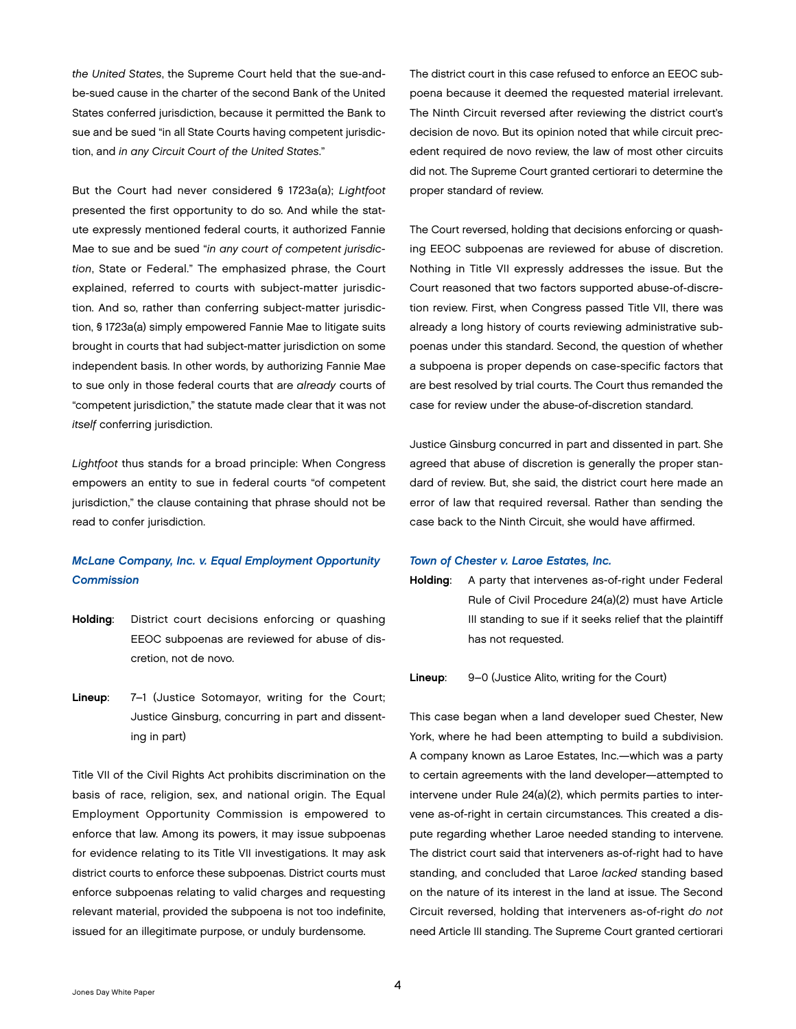*the United States*, the Supreme Court held that the sue-and-be-sued cause in the charter of the second Bank of the United States conferred jurisdiction, because it permitted the Bank to sue and be sued "in all State Courts having competent jurisdiction, and *in any Circuit Court of the United States*."

But the Court had never considered § 1723a(a); *Lightfoot* presented the first opportunity to do so. And while the statute expressly mentioned federal courts, it authorized Fannie Mae to sue and be sued "*in any court of competent jurisdiction*, State or Federal." The emphasized phrase, the Court explained, referred to courts with subject-matter jurisdiction. And so, rather than conferring subject-matter jurisdiction, § 1723a(a) simply empowered Fannie Mae to litigate suits brought in courts that had subject-matter jurisdiction on some independent basis. In other words, by authorizing Fannie Mae to sue only in those federal courts that are *already* courts of "competent jurisdiction," the statute made clear that it was not *itself* conferring jurisdiction.

*Lightfoot* thus stands for a broad principle: When Congress empowers an entity to sue in federal courts "of competent jurisdiction," the clause containing that phrase should not be read to confer jurisdiction.

### *McLane Company, Inc. v. Equal Employment Opportunity Commission*

**Holding**: District court decisions enforcing or quashing EEOC subpoenas are reviewed for abuse of discretion, not de novo.

**Lineup**: 7–1 (Justice Sotomayor, writing for the Court; Justice Ginsburg, concurring in part and dissenting in part)

Title VII of the Civil Rights Act prohibits discrimination on the basis of race, religion, sex, and national origin. The Equal Employment Opportunity Commission is empowered to enforce that law. Among its powers, it may issue subpoenas for evidence relating to its Title VII investigations. It may ask district courts to enforce these subpoenas. District courts must enforce subpoenas relating to valid charges and requesting relevant material, provided the subpoena is not too indefinite, issued for an illegitimate purpose, or unduly burdensome.

The district court in this case refused to enforce an EEOC subpoena because it deemed the requested material irrelevant. The Ninth Circuit reversed after reviewing the district court's decision de novo. But its opinion noted that while circuit precedent required de novo review, the law of most other circuits did not. The Supreme Court granted certiorari to determine the proper standard of review.

The Court reversed, holding that decisions enforcing or quashing EEOC subpoenas are reviewed for abuse of discretion. Nothing in Title VII expressly addresses the issue. But the Court reasoned that two factors supported abuse-of-discretion review. First, when Congress passed Title VII, there was already a long history of courts reviewing administrative subpoenas under this standard. Second, the question of whether a subpoena is proper depends on case-specific factors that are best resolved by trial courts. The Court thus remanded the case for review under the abuse-of-discretion standard.

Justice Ginsburg concurred in part and dissented in part. She agreed that abuse of discretion is generally the proper standard of review. But, she said, the district court here made an error of law that required reversal. Rather than sending the case back to the Ninth Circuit, she would have affirmed.

### *Town of Chester v. Laroe Estates, Inc.*

**Holding**: A party that intervenes as-of-right under Federal Rule of Civil Procedure 24(a)(2) must have Article III standing to sue if it seeks relief that the plaintiff has not requested.

**Lineup**: 9–0 (Justice Alito, writing for the Court)

This case began when a land developer sued Chester, New York, where he had been attempting to build a subdivision. A company known as Laroe Estates, Inc.—which was a party to certain agreements with the land developer—attempted to intervene under Rule 24(a)(2), which permits parties to intervene as-of-right in certain circumstances. This created a dispute regarding whether Laroe needed standing to intervene. The district court said that interveners as-of-right had to have standing, and concluded that Laroe *lacked* standing based on the nature of its interest in the land at issue. The Second Circuit reversed, holding that interveners as-of-right *do not* need Article III standing. The Supreme Court granted certiorari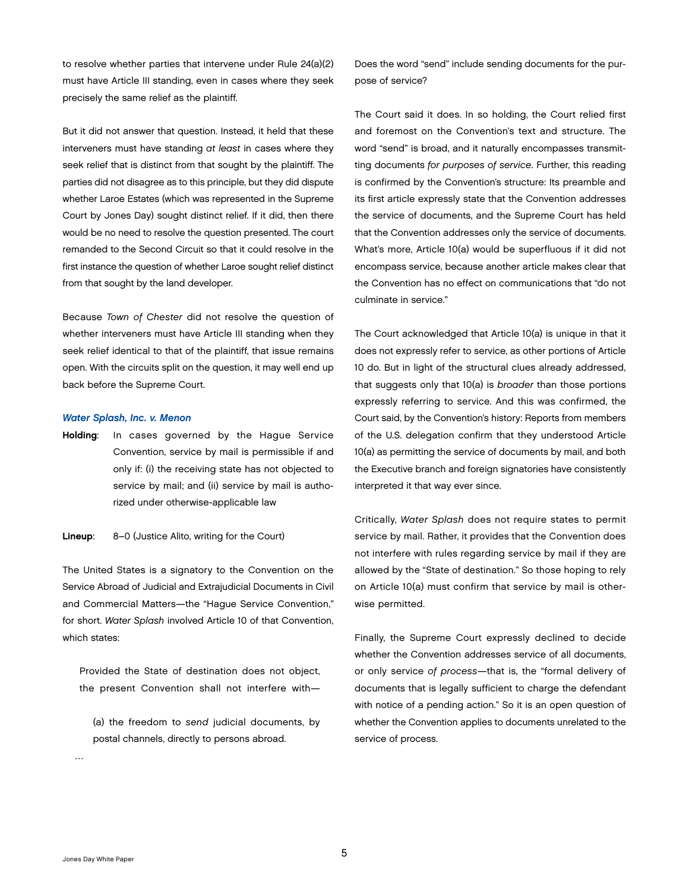to resolve whether parties that intervene under Rule 24(a)(2) must have Article III standing, even in cases where they seek precisely the same relief as the plaintiff.

But it did not answer that question. Instead, it held that these interveners must have standing *at least* in cases where they seek relief that is distinct from that sought by the plaintiff. The parties did not disagree as to this principle, but they did dispute whether Laroe Estates (which was represented in the Supreme Court by Jones Day) sought distinct relief. If it did, then there would be no need to resolve the question presented. The court remanded to the Second Circuit so that it could resolve in the first instance the question of whether Laroe sought relief distinct from that sought by the land developer.

Because *Town of Chester* did not resolve the question of whether interveners must have Article III standing when they seek relief identical to that of the plaintiff, that issue remains open. With the circuits split on the question, it may well end up back before the Supreme Court.

### *Water Splash, Inc. v. Menon*

**Holding**: In cases governed by the Hague Service Convention, service by mail is permissible if and only if: (i) the receiving state has not objected to service by mail; and (ii) service by mail is authorized under otherwise-applicable law

**Lineup**: 8–0 (Justice Alito, writing for the Court)

The United States is a signatory to the Convention on the Service Abroad of Judicial and Extrajudicial Documents in Civil and Commercial Matters—the "Hague Service Convention," for short. *Water Splash* involved Article 10 of that Convention, which states:

> Provided the State of destination does not object, the present Convention shall not interfere with—
>
> (a) the freedom to *send* judicial documents, by postal channels, directly to persons abroad.
>
> …

Does the word "send" include sending documents for the purpose of service?

The Court said it does. In so holding, the Court relied first and foremost on the Convention's text and structure. The word "send" is broad, and it naturally encompasses transmitting documents *for purposes of service*. Further, this reading is confirmed by the Convention's structure: Its preamble and its first article expressly state that the Convention addresses the service of documents, and the Supreme Court has held that the Convention addresses only the service of documents. What's more, Article 10(a) would be superfluous if it did not encompass service, because another article makes clear that the Convention has no effect on communications that "do not culminate in service."

The Court acknowledged that Article 10(a) is unique in that it does not expressly refer to service, as other portions of Article 10 do. But in light of the structural clues already addressed, that suggests only that 10(a) is *broader* than those portions expressly referring to service. And this was confirmed, the Court said, by the Convention's history: Reports from members of the U.S. delegation confirm that they understood Article 10(a) as permitting the service of documents by mail, and both the Executive branch and foreign signatories have consistently interpreted it that way ever since.

Critically, *Water Splash* does not require states to permit service by mail. Rather, it provides that the Convention does not interfere with rules regarding service by mail if they are allowed by the "State of destination." So those hoping to rely on Article 10(a) must confirm that service by mail is otherwise permitted.

Finally, the Supreme Court expressly declined to decide whether the Convention addresses service of all documents, or only service *of process*—that is, the "formal delivery of documents that is legally sufficient to charge the defendant with notice of a pending action." So it is an open question of whether the Convention applies to documents unrelated to the service of process.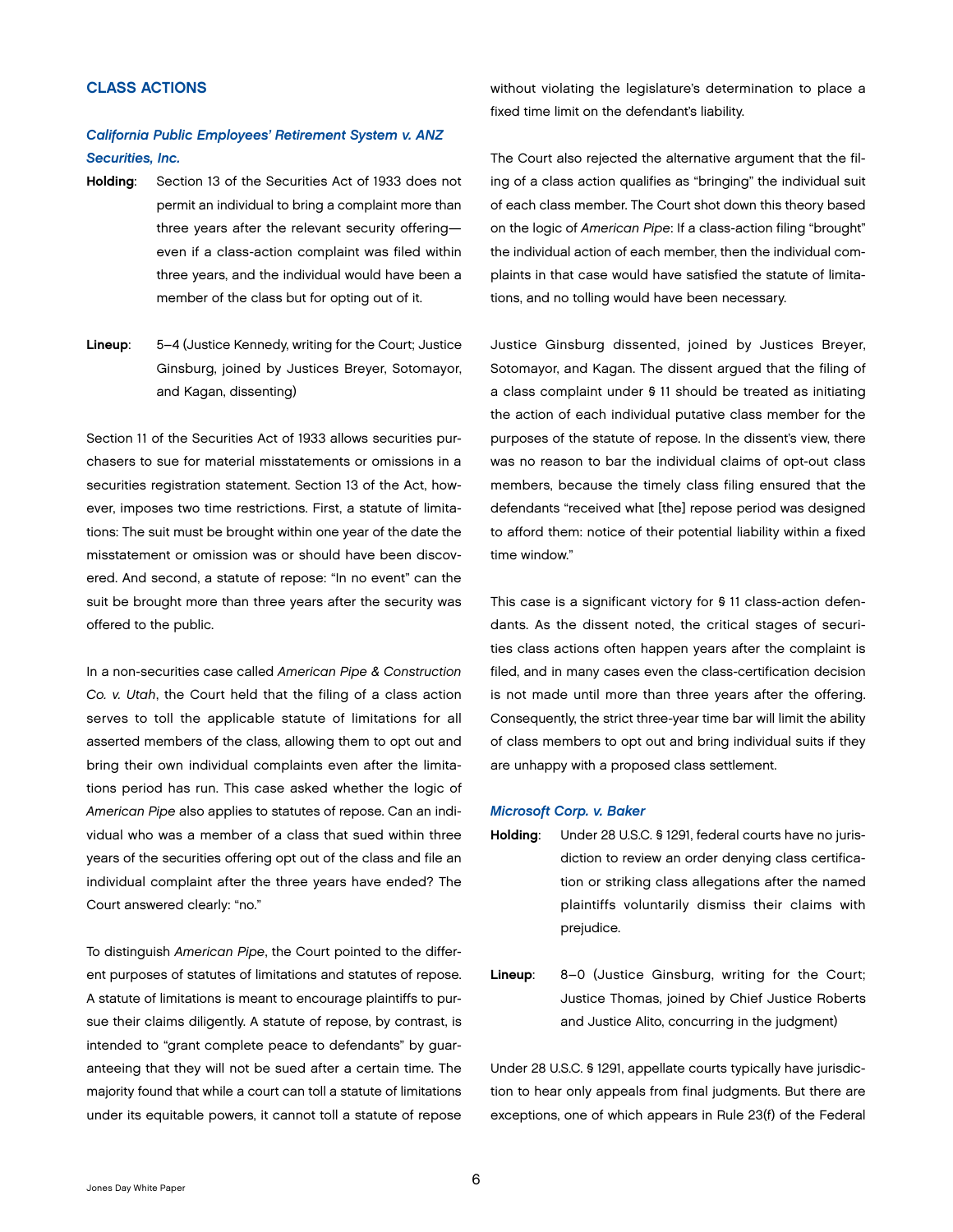## CLASS ACTIONS

### *California Public Employees' Retirement System v. ANZ Securities, Inc.*

**Holding**: Section 13 of the Securities Act of 1933 does not permit an individual to bring a complaint more than three years after the relevant security offering—even if a class-action complaint was filed within three years, and the individual would have been a member of the class but for opting out of it.

**Lineup**: 5–4 (Justice Kennedy, writing for the Court; Justice Ginsburg, joined by Justices Breyer, Sotomayor, and Kagan, dissenting)

Section 11 of the Securities Act of 1933 allows securities purchasers to sue for material misstatements or omissions in a securities registration statement. Section 13 of the Act, however, imposes two time restrictions. First, a statute of limitations: The suit must be brought within one year of the date the misstatement or omission was or should have been discovered. And second, a statute of repose: "In no event" can the suit be brought more than three years after the security was offered to the public.

In a non-securities case called *American Pipe & Construction Co. v. Utah*, the Court held that the filing of a class action serves to toll the applicable statute of limitations for all asserted members of the class, allowing them to opt out and bring their own individual complaints even after the limitations period has run. This case asked whether the logic of *American Pipe* also applies to statutes of repose. Can an individual who was a member of a class that sued within three years of the securities offering opt out of the class and file an individual complaint after the three years have ended? The Court answered clearly: "no."

To distinguish *American Pipe*, the Court pointed to the different purposes of statutes of limitations and statutes of repose. A statute of limitations is meant to encourage plaintiffs to pursue their claims diligently. A statute of repose, by contrast, is intended to "grant complete peace to defendants" by guaranteeing that they will not be sued after a certain time. The majority found that while a court can toll a statute of limitations under its equitable powers, it cannot toll a statute of repose without violating the legislature's determination to place a fixed time limit on the defendant's liability.

The Court also rejected the alternative argument that the filing of a class action qualifies as "bringing" the individual suit of each class member. The Court shot down this theory based on the logic of *American Pipe*: If a class-action filing "brought" the individual action of each member, then the individual complaints in that case would have satisfied the statute of limitations, and no tolling would have been necessary.

Justice Ginsburg dissented, joined by Justices Breyer, Sotomayor, and Kagan. The dissent argued that the filing of a class complaint under § 11 should be treated as initiating the action of each individual putative class member for the purposes of the statute of repose. In the dissent's view, there was no reason to bar the individual claims of opt-out class members, because the timely class filing ensured that the defendants "received what [the] repose period was designed to afford them: notice of their potential liability within a fixed time window."

This case is a significant victory for § 11 class-action defendants. As the dissent noted, the critical stages of securities class actions often happen years after the complaint is filed, and in many cases even the class-certification decision is not made until more than three years after the offering. Consequently, the strict three-year time bar will limit the ability of class members to opt out and bring individual suits if they are unhappy with a proposed class settlement.

### *Microsoft Corp. v. Baker*

**Holding**: Under 28 U.S.C. § 1291, federal courts have no jurisdiction to review an order denying class certification or striking class allegations after the named plaintiffs voluntarily dismiss their claims with prejudice.

**Lineup**: 8–0 (Justice Ginsburg, writing for the Court; Justice Thomas, joined by Chief Justice Roberts and Justice Alito, concurring in the judgment)

Under 28 U.S.C. § 1291, appellate courts typically have jurisdiction to hear only appeals from final judgments. But there are exceptions, one of which appears in Rule 23(f) of the Federal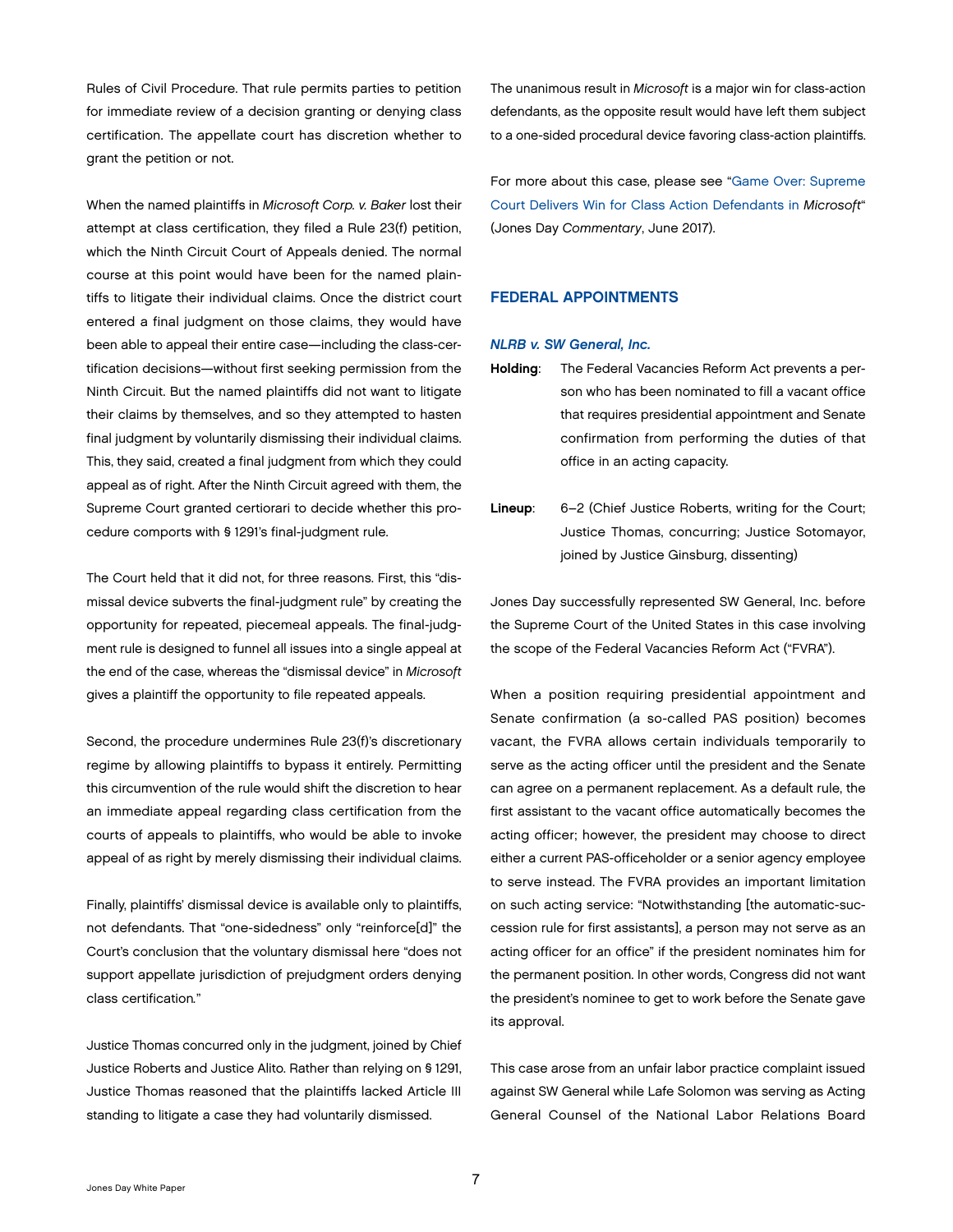Rules of Civil Procedure. That rule permits parties to petition for immediate review of a decision granting or denying class certification. The appellate court has discretion whether to grant the petition or not.

When the named plaintiffs in *Microsoft Corp. v. Baker* lost their attempt at class certification, they filed a Rule 23(f) petition, which the Ninth Circuit Court of Appeals denied. The normal course at this point would have been for the named plaintiffs to litigate their individual claims. Once the district court entered a final judgment on those claims, they would have been able to appeal their entire case—including the class-certification decisions—without first seeking permission from the Ninth Circuit. But the named plaintiffs did not want to litigate their claims by themselves, and so they attempted to hasten final judgment by voluntarily dismissing their individual claims. This, they said, created a final judgment from which they could appeal as of right. After the Ninth Circuit agreed with them, the Supreme Court granted certiorari to decide whether this procedure comports with § 1291's final-judgment rule.

The Court held that it did not, for three reasons. First, this "dismissal device subverts the final-judgment rule" by creating the opportunity for repeated, piecemeal appeals. The final-judgment rule is designed to funnel all issues into a single appeal at the end of the case, whereas the "dismissal device" in *Microsoft* gives a plaintiff the opportunity to file repeated appeals.

Second, the procedure undermines Rule 23(f)'s discretionary regime by allowing plaintiffs to bypass it entirely. Permitting this circumvention of the rule would shift the discretion to hear an immediate appeal regarding class certification from the courts of appeals to plaintiffs, who would be able to invoke appeal of as right by merely dismissing their individual claims.

Finally, plaintiffs' dismissal device is available only to plaintiffs, not defendants. That "one-sidedness" only "reinforce[d]" the Court's conclusion that the voluntary dismissal here "does not support appellate jurisdiction of prejudgment orders denying class certification."

Justice Thomas concurred only in the judgment, joined by Chief Justice Roberts and Justice Alito. Rather than relying on § 1291, Justice Thomas reasoned that the plaintiffs lacked Article III standing to litigate a case they had voluntarily dismissed.

The unanimous result in *Microsoft* is a major win for class-action defendants, as the opposite result would have left them subject to a one-sided procedural device favoring class-action plaintiffs.

For more about this case, please see "Game Over: Supreme Court Delivers Win for Class Action Defendants in *Microsoft*" (Jones Day *Commentary*, June 2017).

## FEDERAL APPOINTMENTS

### *NLRB v. SW General, Inc.*

**Holding**: The Federal Vacancies Reform Act prevents a person who has been nominated to fill a vacant office that requires presidential appointment and Senate confirmation from performing the duties of that office in an acting capacity.

**Lineup**: 6–2 (Chief Justice Roberts, writing for the Court; Justice Thomas, concurring; Justice Sotomayor, joined by Justice Ginsburg, dissenting)

Jones Day successfully represented SW General, Inc. before the Supreme Court of the United States in this case involving the scope of the Federal Vacancies Reform Act ("FVRA").

When a position requiring presidential appointment and Senate confirmation (a so-called PAS position) becomes vacant, the FVRA allows certain individuals temporarily to serve as the acting officer until the president and the Senate can agree on a permanent replacement. As a default rule, the first assistant to the vacant office automatically becomes the acting officer; however, the president may choose to direct either a current PAS-officeholder or a senior agency employee to serve instead. The FVRA provides an important limitation on such acting service: "Notwithstanding [the automatic-succession rule for first assistants], a person may not serve as an acting officer for an office" if the president nominates him for the permanent position. In other words, Congress did not want the president's nominee to get to work before the Senate gave its approval.

This case arose from an unfair labor practice complaint issued against SW General while Lafe Solomon was serving as Acting General Counsel of the National Labor Relations Board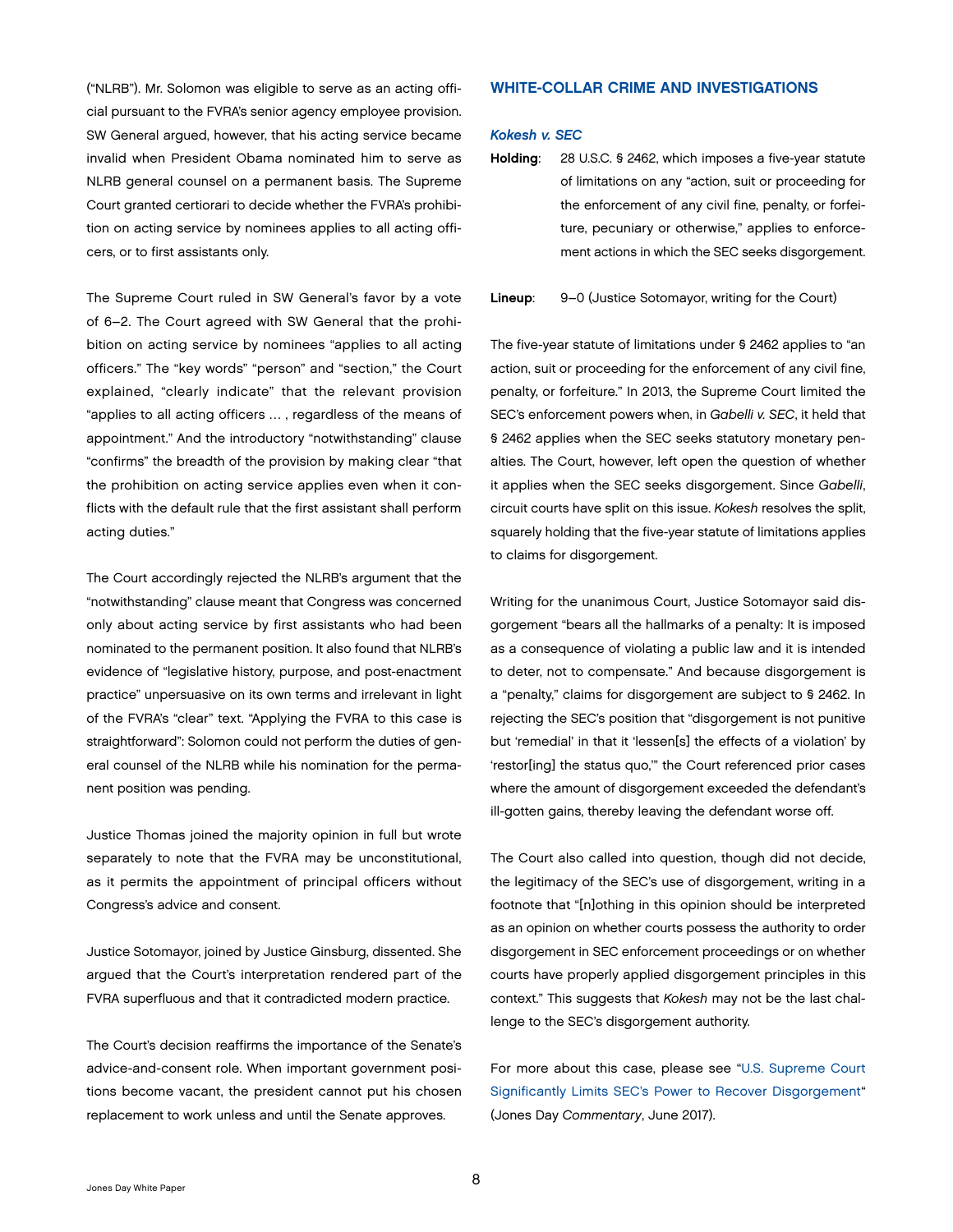("NLRB"). Mr. Solomon was eligible to serve as an acting official pursuant to the FVRA's senior agency employee provision. SW General argued, however, that his acting service became invalid when President Obama nominated him to serve as NLRB general counsel on a permanent basis. The Supreme Court granted certiorari to decide whether the FVRA's prohibition on acting service by nominees applies to all acting officers, or to first assistants only.

The Supreme Court ruled in SW General's favor by a vote of 6–2. The Court agreed with SW General that the prohibition on acting service by nominees "applies to all acting officers." The "key words" "person" and "section," the Court explained, "clearly indicate" that the relevant provision "applies to all acting officers … , regardless of the means of appointment." And the introductory "notwithstanding" clause "confirms" the breadth of the provision by making clear "that the prohibition on acting service applies even when it conflicts with the default rule that the first assistant shall perform acting duties."

The Court accordingly rejected the NLRB's argument that the "notwithstanding" clause meant that Congress was concerned only about acting service by first assistants who had been nominated to the permanent position. It also found that NLRB's evidence of "legislative history, purpose, and post-enactment practice" unpersuasive on its own terms and irrelevant in light of the FVRA's "clear" text. "Applying the FVRA to this case is straightforward": Solomon could not perform the duties of general counsel of the NLRB while his nomination for the permanent position was pending.

Justice Thomas joined the majority opinion in full but wrote separately to note that the FVRA may be unconstitutional, as it permits the appointment of principal officers without Congress's advice and consent.

Justice Sotomayor, joined by Justice Ginsburg, dissented. She argued that the Court's interpretation rendered part of the FVRA superfluous and that it contradicted modern practice.

The Court's decision reaffirms the importance of the Senate's advice-and-consent role. When important government positions become vacant, the president cannot put his chosen replacement to work unless and until the Senate approves.

## WHITE-COLLAR CRIME AND INVESTIGATIONS

### *Kokesh v. SEC*

**Holding**: 28 U.S.C. § 2462, which imposes a five-year statute of limitations on any "action, suit or proceeding for the enforcement of any civil fine, penalty, or forfeiture, pecuniary or otherwise," applies to enforcement actions in which the SEC seeks disgorgement.

**Lineup**: 9–0 (Justice Sotomayor, writing for the Court)

The five-year statute of limitations under § 2462 applies to "an action, suit or proceeding for the enforcement of any civil fine, penalty, or forfeiture." In 2013, the Supreme Court limited the SEC's enforcement powers when, in *Gabelli v. SEC*, it held that § 2462 applies when the SEC seeks statutory monetary penalties. The Court, however, left open the question of whether it applies when the SEC seeks disgorgement. Since *Gabelli*, circuit courts have split on this issue. *Kokesh* resolves the split, squarely holding that the five-year statute of limitations applies to claims for disgorgement.

Writing for the unanimous Court, Justice Sotomayor said disgorgement "bears all the hallmarks of a penalty: It is imposed as a consequence of violating a public law and it is intended to deter, not to compensate." And because disgorgement is a "penalty," claims for disgorgement are subject to § 2462. In rejecting the SEC's position that "disgorgement is not punitive but 'remedial' in that it 'lessen[s] the effects of a violation' by 'restor[ing] the status quo,'" the Court referenced prior cases where the amount of disgorgement exceeded the defendant's ill-gotten gains, thereby leaving the defendant worse off.

The Court also called into question, though did not decide, the legitimacy of the SEC's use of disgorgement, writing in a footnote that "[n]othing in this opinion should be interpreted as an opinion on whether courts possess the authority to order disgorgement in SEC enforcement proceedings or on whether courts have properly applied disgorgement principles in this context." This suggests that *Kokesh* may not be the last challenge to the SEC's disgorgement authority.

For more about this case, please see "U.S. Supreme Court Significantly Limits SEC's Power to Recover Disgorgement" (Jones Day *Commentary*, June 2017).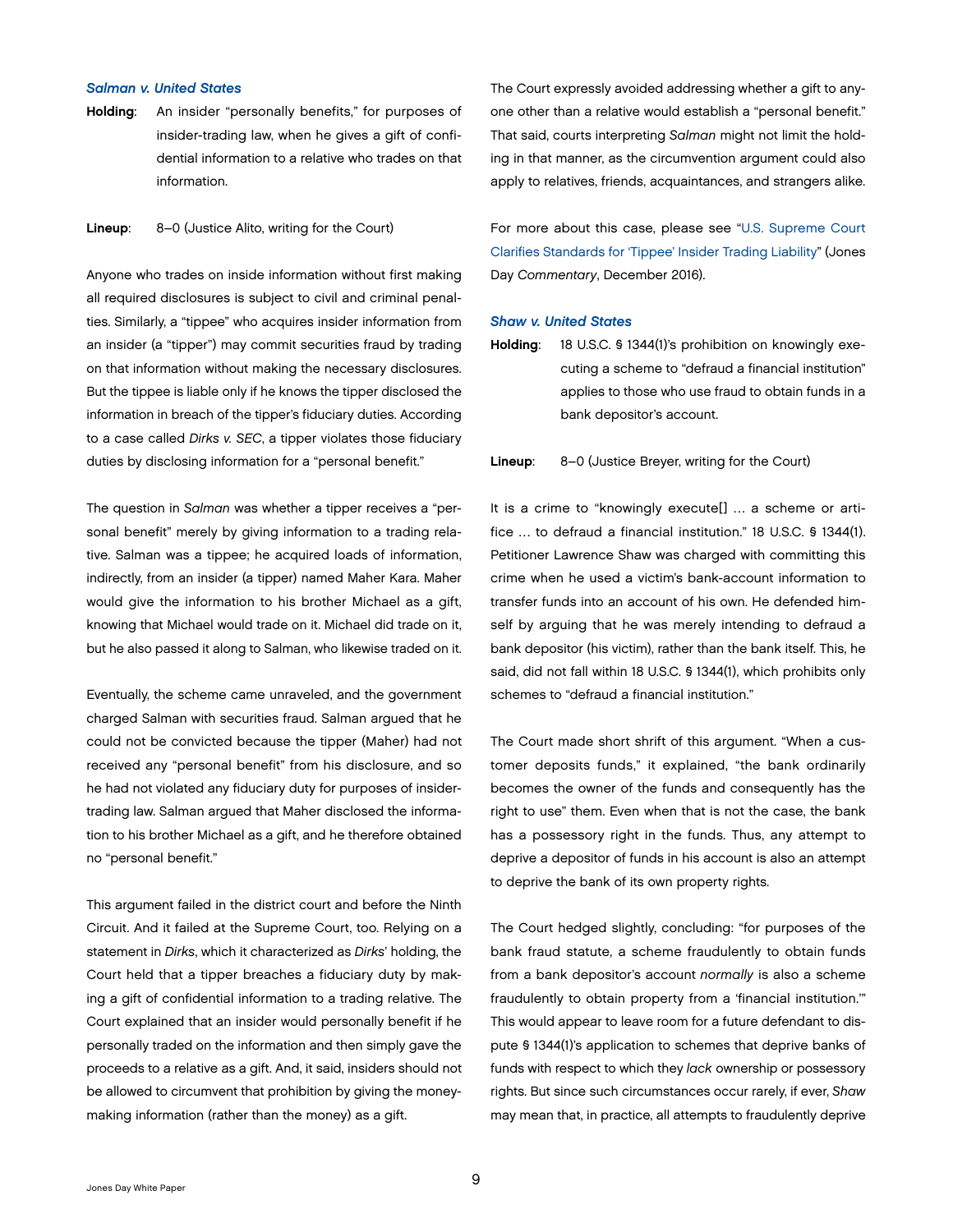### *Salman v. United States*

**Holding**: An insider "personally benefits," for purposes of insider-trading law, when he gives a gift of confidential information to a relative who trades on that information.

**Lineup**: 8–0 (Justice Alito, writing for the Court)

Anyone who trades on inside information without first making all required disclosures is subject to civil and criminal penalties. Similarly, a "tippee" who acquires insider information from an insider (a "tipper") may commit securities fraud by trading on that information without making the necessary disclosures. But the tippee is liable only if he knows the tipper disclosed the information in breach of the tipper's fiduciary duties. According to a case called *Dirks v. SEC*, a tipper violates those fiduciary duties by disclosing information for a "personal benefit."

The question in *Salman* was whether a tipper receives a "personal benefit" merely by giving information to a trading relative. Salman was a tippee; he acquired loads of information, indirectly, from an insider (a tipper) named Maher Kara. Maher would give the information to his brother Michael as a gift, knowing that Michael would trade on it. Michael did trade on it, but he also passed it along to Salman, who likewise traded on it.

Eventually, the scheme came unraveled, and the government charged Salman with securities fraud. Salman argued that he could not be convicted because the tipper (Maher) had not received any "personal benefit" from his disclosure, and so he had not violated any fiduciary duty for purposes of insider-trading law. Salman argued that Maher disclosed the information to his brother Michael as a gift, and he therefore obtained no "personal benefit."

This argument failed in the district court and before the Ninth Circuit. And it failed at the Supreme Court, too. Relying on a statement in *Dirks*, which it characterized as *Dirks*' holding, the Court held that a tipper breaches a fiduciary duty by making a gift of confidential information to a trading relative. The Court explained that an insider would personally benefit if he personally traded on the information and then simply gave the proceeds to a relative as a gift. And, it said, insiders should not be allowed to circumvent that prohibition by giving the money-making information (rather than the money) as a gift.

The Court expressly avoided addressing whether a gift to anyone other than a relative would establish a "personal benefit." That said, courts interpreting *Salman* might not limit the holding in that manner, as the circumvention argument could also apply to relatives, friends, acquaintances, and strangers alike.

For more about this case, please see "U.S. Supreme Court Clarifies Standards for 'Tippee' Insider Trading Liability" (Jones Day *Commentary*, December 2016).

### *Shaw v. United States*

**Holding**: 18 U.S.C. § 1344(1)'s prohibition on knowingly executing a scheme to "defraud a financial institution" applies to those who use fraud to obtain funds in a bank depositor's account.

**Lineup**: 8–0 (Justice Breyer, writing for the Court)

It is a crime to "knowingly execute[] … a scheme or artifice … to defraud a financial institution." 18 U.S.C. § 1344(1). Petitioner Lawrence Shaw was charged with committing this crime when he used a victim's bank-account information to transfer funds into an account of his own. He defended himself by arguing that he was merely intending to defraud a bank depositor (his victim), rather than the bank itself. This, he said, did not fall within 18 U.S.C. § 1344(1), which prohibits only schemes to "defraud a financial institution."

The Court made short shrift of this argument. "When a customer deposits funds," it explained, "the bank ordinarily becomes the owner of the funds and consequently has the right to use" them. Even when that is not the case, the bank has a possessory right in the funds. Thus, any attempt to deprive a depositor of funds in his account is also an attempt to deprive the bank of its own property rights.

The Court hedged slightly, concluding: "for purposes of the bank fraud statute, a scheme fraudulently to obtain funds from a bank depositor's account *normally* is also a scheme fraudulently to obtain property from a 'financial institution.'" This would appear to leave room for a future defendant to dispute § 1344(1)'s application to schemes that deprive banks of funds with respect to which they *lack* ownership or possessory rights. But since such circumstances occur rarely, if ever, *Shaw* may mean that, in practice, all attempts to fraudulently deprive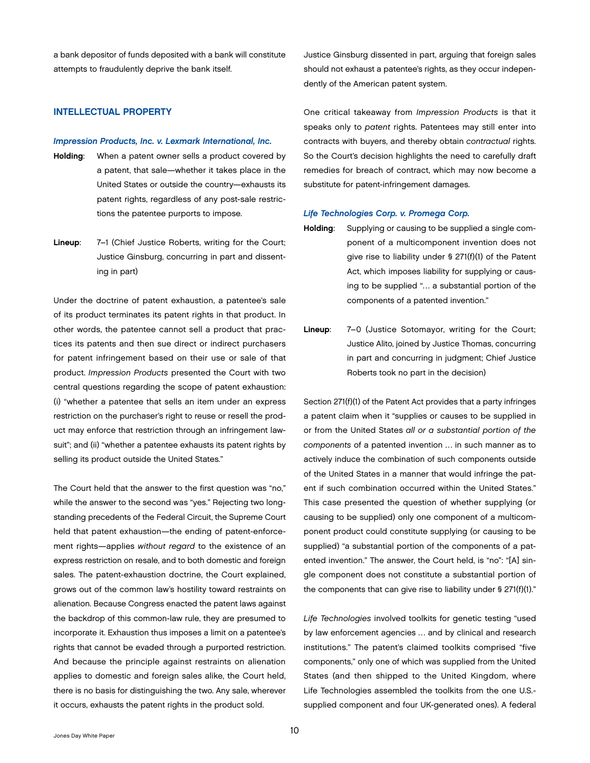a bank depositor of funds deposited with a bank will constitute attempts to fraudulently deprive the bank itself.

## INTELLECTUAL PROPERTY

### *Impression Products, Inc. v. Lexmark International, Inc.*

**Holding**: When a patent owner sells a product covered by a patent, that sale—whether it takes place in the United States or outside the country—exhausts its patent rights, regardless of any post-sale restrictions the patentee purports to impose.

**Lineup**: 7–1 (Chief Justice Roberts, writing for the Court; Justice Ginsburg, concurring in part and dissenting in part)

Under the doctrine of patent exhaustion, a patentee's sale of its product terminates its patent rights in that product. In other words, the patentee cannot sell a product that practices its patents and then sue direct or indirect purchasers for patent infringement based on their use or sale of that product. *Impression Products* presented the Court with two central questions regarding the scope of patent exhaustion: (i) "whether a patentee that sells an item under an express restriction on the purchaser's right to reuse or resell the product may enforce that restriction through an infringement lawsuit"; and (ii) "whether a patentee exhausts its patent rights by selling its product outside the United States."

The Court held that the answer to the first question was "no," while the answer to the second was "yes." Rejecting two longstanding precedents of the Federal Circuit, the Supreme Court held that patent exhaustion—the ending of patent-enforcement rights—applies *without regard* to the existence of an express restriction on resale, and to both domestic and foreign sales. The patent-exhaustion doctrine, the Court explained, grows out of the common law's hostility toward restraints on alienation. Because Congress enacted the patent laws against the backdrop of this common-law rule, they are presumed to incorporate it. Exhaustion thus imposes a limit on a patentee's rights that cannot be evaded through a purported restriction. And because the principle against restraints on alienation applies to domestic and foreign sales alike, the Court held, there is no basis for distinguishing the two. Any sale, wherever it occurs, exhausts the patent rights in the product sold.

Justice Ginsburg dissented in part, arguing that foreign sales should not exhaust a patentee's rights, as they occur independently of the American patent system.

One critical takeaway from *Impression Products* is that it speaks only to *patent* rights. Patentees may still enter into contracts with buyers, and thereby obtain *contractual* rights. So the Court's decision highlights the need to carefully draft remedies for breach of contract, which may now become a substitute for patent-infringement damages.

### *Life Technologies Corp. v. Promega Corp.*

**Holding**: Supplying or causing to be supplied a single component of a multicomponent invention does not give rise to liability under § 271(f)(1) of the Patent Act, which imposes liability for supplying or causing to be supplied "… a substantial portion of the components of a patented invention."

**Lineup**: 7–0 (Justice Sotomayor, writing for the Court; Justice Alito, joined by Justice Thomas, concurring in part and concurring in judgment; Chief Justice Roberts took no part in the decision)

Section 271(f)(1) of the Patent Act provides that a party infringes a patent claim when it "supplies or causes to be supplied in or from the United States *all or a substantial portion of the components* of a patented invention … in such manner as to actively induce the combination of such components outside of the United States in a manner that would infringe the patent if such combination occurred within the United States." This case presented the question of whether supplying (or causing to be supplied) only one component of a multicomponent product could constitute supplying (or causing to be supplied) "a substantial portion of the components of a patented invention." The answer, the Court held, is "no": "[A] single component does not constitute a substantial portion of the components that can give rise to liability under § 271(f)(1)."

*Life Technologies* involved toolkits for genetic testing "used by law enforcement agencies … and by clinical and research institutions." The patent's claimed toolkits comprised "five components," only one of which was supplied from the United States (and then shipped to the United Kingdom, where Life Technologies assembled the toolkits from the one U.S.-supplied component and four UK-generated ones). A federal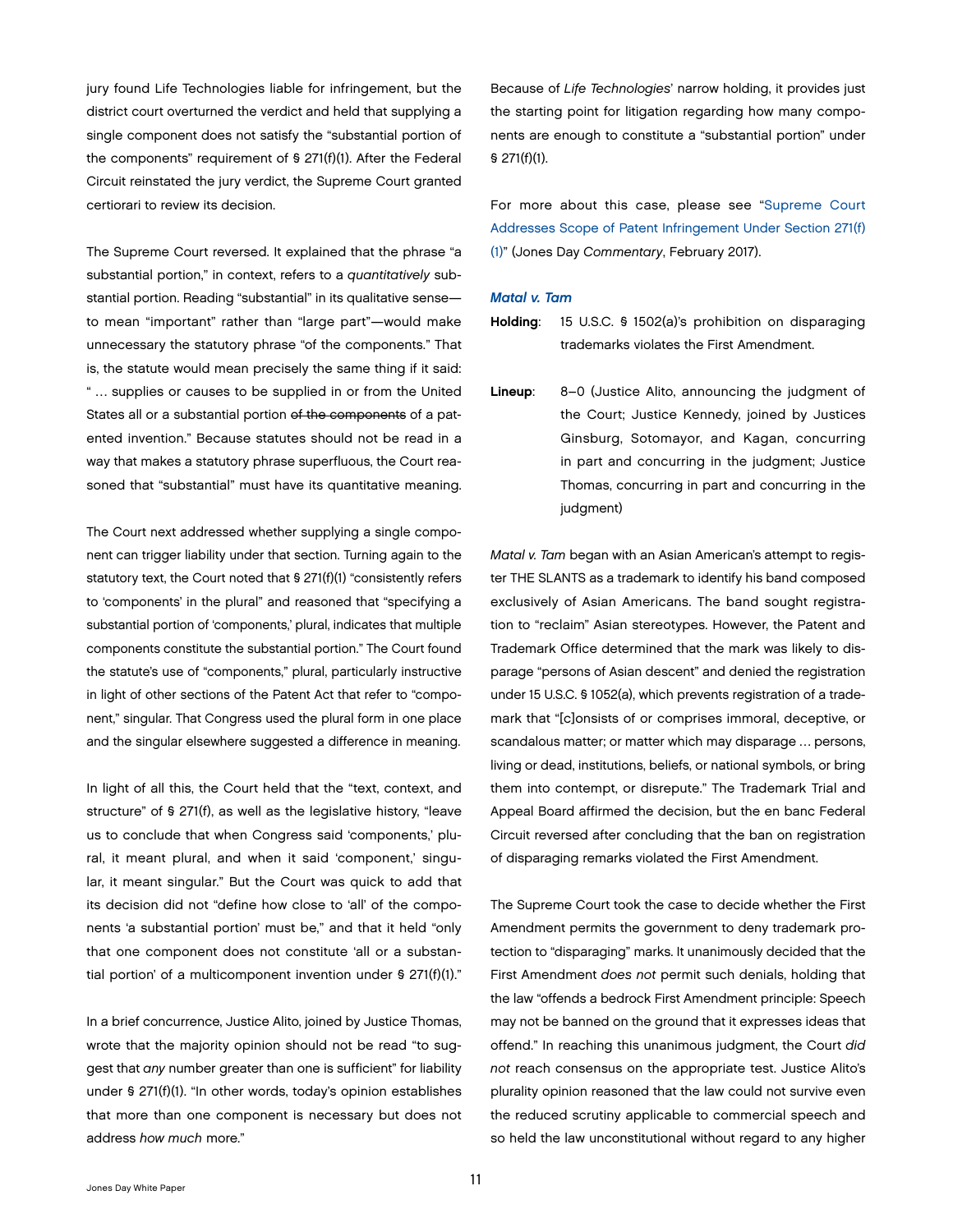jury found Life Technologies liable for infringement, but the district court overturned the verdict and held that supplying a single component does not satisfy the "substantial portion of the components" requirement of § 271(f)(1). After the Federal Circuit reinstated the jury verdict, the Supreme Court granted certiorari to review its decision.

The Supreme Court reversed. It explained that the phrase "a substantial portion," in context, refers to a *quantitatively* substantial portion. Reading "substantial" in its qualitative sense—to mean "important" rather than "large part"—would make unnecessary the statutory phrase "of the components." That is, the statute would mean precisely the same thing if it said: " … supplies or causes to be supplied in or from the United States all or a substantial portion ~~of the components~~ of a patented invention." Because statutes should not be read in a way that makes a statutory phrase superfluous, the Court reasoned that "substantial" must have its quantitative meaning.

The Court next addressed whether supplying a single component can trigger liability under that section. Turning again to the statutory text, the Court noted that § 271(f)(1) "consistently refers to 'components' in the plural" and reasoned that "specifying a substantial portion of 'components,' plural, indicates that multiple components constitute the substantial portion." The Court found the statute's use of "components," plural, particularly instructive in light of other sections of the Patent Act that refer to "component," singular. That Congress used the plural form in one place and the singular elsewhere suggested a difference in meaning.

In light of all this, the Court held that the "text, context, and structure" of § 271(f), as well as the legislative history, "leave us to conclude that when Congress said 'components,' plural, it meant plural, and when it said 'component,' singular, it meant singular." But the Court was quick to add that its decision did not "define how close to 'all' of the components 'a substantial portion' must be," and that it held "only that one component does not constitute 'all or a substantial portion' of a multicomponent invention under § 271(f)(1)."

In a brief concurrence, Justice Alito, joined by Justice Thomas, wrote that the majority opinion should not be read "to suggest that *any* number greater than one is sufficient" for liability under § 271(f)(1). "In other words, today's opinion establishes that more than one component is necessary but does not address *how much* more."

Because of *Life Technologies*' narrow holding, it provides just the starting point for litigation regarding how many components are enough to constitute a "substantial portion" under § 271(f)(1).

For more about this case, please see "Supreme Court Addresses Scope of Patent Infringement Under Section 271(f)(1)" (Jones Day *Commentary*, February 2017).

### *Matal v. Tam*

**Holding**: 15 U.S.C. § 1502(a)'s prohibition on disparaging trademarks violates the First Amendment.

**Lineup**: 8–0 (Justice Alito, announcing the judgment of the Court; Justice Kennedy, joined by Justices Ginsburg, Sotomayor, and Kagan, concurring in part and concurring in the judgment; Justice Thomas, concurring in part and concurring in the judgment)

*Matal v. Tam* began with an Asian American's attempt to register THE SLANTS as a trademark to identify his band composed exclusively of Asian Americans. The band sought registration to "reclaim" Asian stereotypes. However, the Patent and Trademark Office determined that the mark was likely to disparage "persons of Asian descent" and denied the registration under 15 U.S.C. § 1052(a), which prevents registration of a trademark that "[c]onsists of or comprises immoral, deceptive, or scandalous matter; or matter which may disparage … persons, living or dead, institutions, beliefs, or national symbols, or bring them into contempt, or disrepute." The Trademark Trial and Appeal Board affirmed the decision, but the en banc Federal Circuit reversed after concluding that the ban on registration of disparaging remarks violated the First Amendment.

The Supreme Court took the case to decide whether the First Amendment permits the government to deny trademark protection to "disparaging" marks. It unanimously decided that the First Amendment *does not* permit such denials, holding that the law "offends a bedrock First Amendment principle: Speech may not be banned on the ground that it expresses ideas that offend." In reaching this unanimous judgment, the Court *did not* reach consensus on the appropriate test. Justice Alito's plurality opinion reasoned that the law could not survive even the reduced scrutiny applicable to commercial speech and so held the law unconstitutional without regard to any higher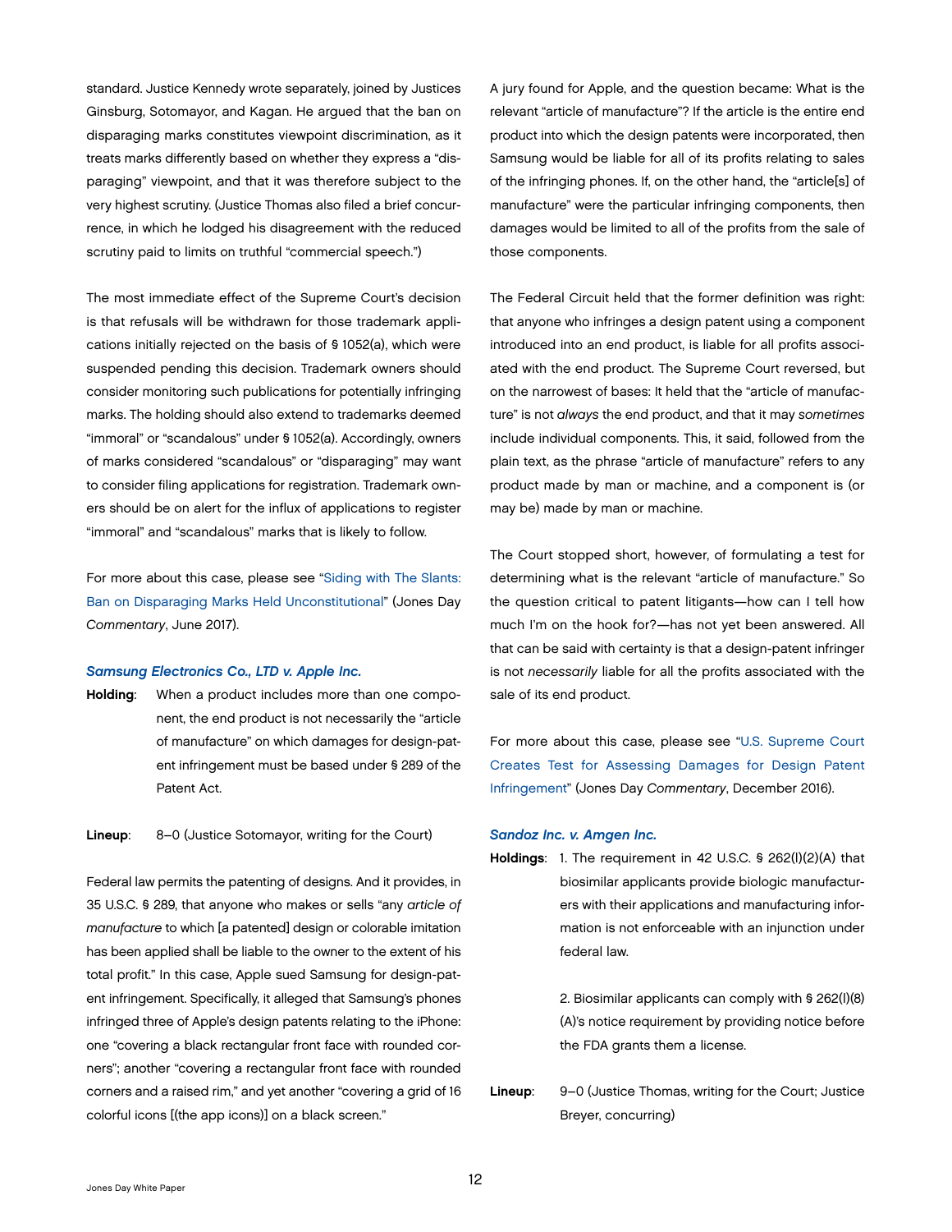standard. Justice Kennedy wrote separately, joined by Justices Ginsburg, Sotomayor, and Kagan. He argued that the ban on disparaging marks constitutes viewpoint discrimination, as it treats marks differently based on whether they express a "disparaging" viewpoint, and that it was therefore subject to the very highest scrutiny. (Justice Thomas also filed a brief concurrence, in which he lodged his disagreement with the reduced scrutiny paid to limits on truthful "commercial speech.")

The most immediate effect of the Supreme Court's decision is that refusals will be withdrawn for those trademark applications initially rejected on the basis of § 1052(a), which were suspended pending this decision. Trademark owners should consider monitoring such publications for potentially infringing marks. The holding should also extend to trademarks deemed "immoral" or "scandalous" under § 1052(a). Accordingly, owners of marks considered "scandalous" or "disparaging" may want to consider filing applications for registration. Trademark owners should be on alert for the influx of applications to register "immoral" and "scandalous" marks that is likely to follow.

For more about this case, please see "Siding with The Slants: Ban on Disparaging Marks Held Unconstitutional" (Jones Day *Commentary*, June 2017).

### *Samsung Electronics Co., LTD v. Apple Inc.*

**Holding**: When a product includes more than one component, the end product is not necessarily the "article of manufacture" on which damages for design-patent infringement must be based under § 289 of the Patent Act.

**Lineup**: 8–0 (Justice Sotomayor, writing for the Court)

Federal law permits the patenting of designs. And it provides, in 35 U.S.C. § 289, that anyone who makes or sells "any *article of manufacture* to which [a patented] design or colorable imitation has been applied shall be liable to the owner to the extent of his total profit." In this case, Apple sued Samsung for design-patent infringement. Specifically, it alleged that Samsung's phones infringed three of Apple's design patents relating to the iPhone: one "covering a black rectangular front face with rounded corners"; another "covering a rectangular front face with rounded corners and a raised rim," and yet another "covering a grid of 16 colorful icons [(the app icons)] on a black screen."

A jury found for Apple, and the question became: What is the relevant "article of manufacture"? If the article is the entire end product into which the design patents were incorporated, then Samsung would be liable for all of its profits relating to sales of the infringing phones. If, on the other hand, the "article[s] of manufacture" were the particular infringing components, then damages would be limited to all of the profits from the sale of those components.

The Federal Circuit held that the former definition was right: that anyone who infringes a design patent using a component introduced into an end product, is liable for all profits associated with the end product. The Supreme Court reversed, but on the narrowest of bases: It held that the "article of manufacture" is not *always* the end product, and that it may *sometimes* include individual components. This, it said, followed from the plain text, as the phrase "article of manufacture" refers to any product made by man or machine, and a component is (or may be) made by man or machine.

The Court stopped short, however, of formulating a test for determining what is the relevant "article of manufacture." So the question critical to patent litigants—how can I tell how much I'm on the hook for?—has not yet been answered. All that can be said with certainty is that a design-patent infringer is not *necessarily* liable for all the profits associated with the sale of its end product.

For more about this case, please see "U.S. Supreme Court Creates Test for Assessing Damages for Design Patent Infringement" (Jones Day *Commentary*, December 2016).

### *Sandoz Inc. v. Amgen Inc.*

**Holdings**:

1. The requirement in 42 U.S.C. § 262(l)(2)(A) that biosimilar applicants provide biologic manufacturers with their applications and manufacturing information is not enforceable with an injunction under federal law.

2. Biosimilar applicants can comply with § 262(l)(8)(A)'s notice requirement by providing notice before the FDA grants them a license.

**Lineup**: 9–0 (Justice Thomas, writing for the Court; Justice Breyer, concurring)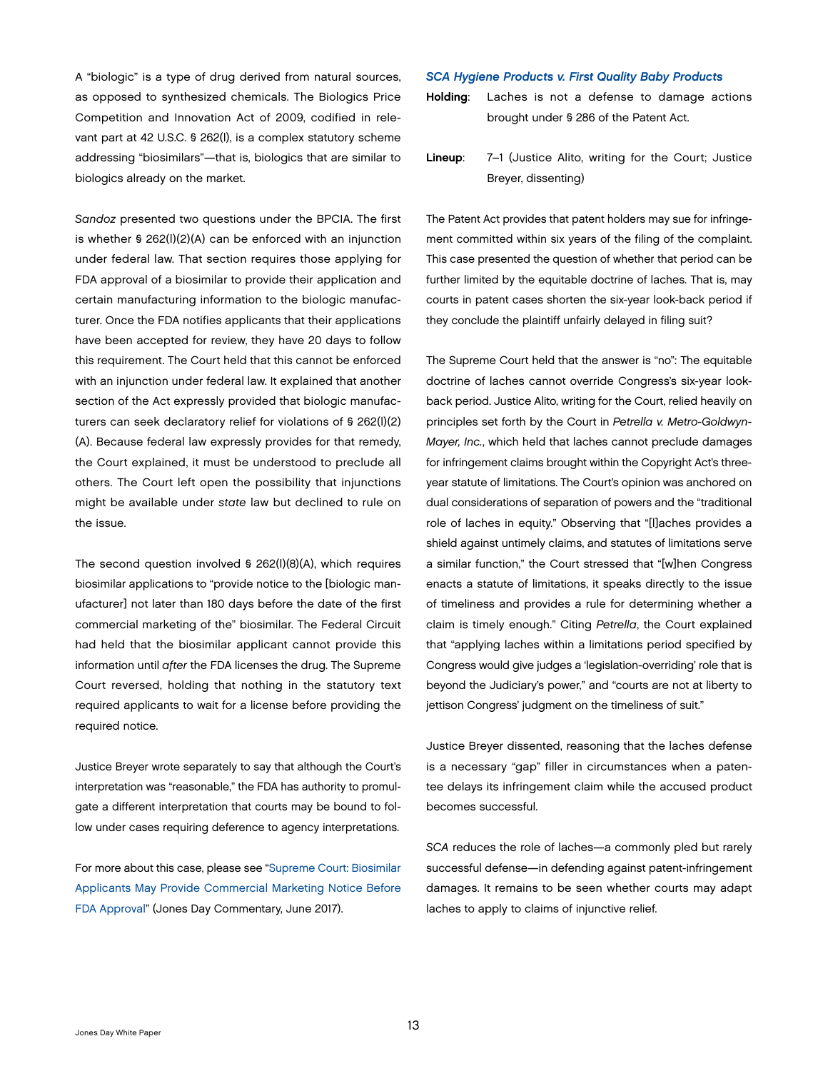A "biologic" is a type of drug derived from natural sources, as opposed to synthesized chemicals. The Biologics Price Competition and Innovation Act of 2009, codified in relevant part at 42 U.S.C. § 262(l), is a complex statutory scheme addressing "biosimilars"—that is, biologics that are similar to biologics already on the market.

*Sandoz* presented two questions under the BPCIA. The first is whether § 262(l)(2)(A) can be enforced with an injunction under federal law. That section requires those applying for FDA approval of a biosimilar to provide their application and certain manufacturing information to the biologic manufacturer. Once the FDA notifies applicants that their applications have been accepted for review, they have 20 days to follow this requirement. The Court held that this cannot be enforced with an injunction under federal law. It explained that another section of the Act expressly provided that biologic manufacturers can seek declaratory relief for violations of § 262(l)(2)(A). Because federal law expressly provides for that remedy, the Court explained, it must be understood to preclude all others. The Court left open the possibility that injunctions might be available under *state* law but declined to rule on the issue.

The second question involved § 262(l)(8)(A), which requires biosimilar applications to "provide notice to the [biologic manufacturer] not later than 180 days before the date of the first commercial marketing of the" biosimilar. The Federal Circuit had held that the biosimilar applicant cannot provide this information until *after* the FDA licenses the drug. The Supreme Court reversed, holding that nothing in the statutory text required applicants to wait for a license before providing the required notice.

Justice Breyer wrote separately to say that although the Court's interpretation was "reasonable," the FDA has authority to promulgate a different interpretation that courts may be bound to follow under cases requiring deference to agency interpretations.

For more about this case, please see "Supreme Court: Biosimilar Applicants May Provide Commercial Marketing Notice Before FDA Approval" (Jones Day Commentary, June 2017).

### *SCA Hygiene Products v. First Quality Baby Products*

**Holding**: Laches is not a defense to damage actions brought under § 286 of the Patent Act.

**Lineup**: 7–1 (Justice Alito, writing for the Court; Justice Breyer, dissenting)

The Patent Act provides that patent holders may sue for infringement committed within six years of the filing of the complaint. This case presented the question of whether that period can be further limited by the equitable doctrine of laches. That is, may courts in patent cases shorten the six-year look-back period if they conclude the plaintiff unfairly delayed in filing suit?

The Supreme Court held that the answer is "no": The equitable doctrine of laches cannot override Congress's six-year look-back period. Justice Alito, writing for the Court, relied heavily on principles set forth by the Court in *Petrella v. Metro-Goldwyn-Mayer, Inc.*, which held that laches cannot preclude damages for infringement claims brought within the Copyright Act's three-year statute of limitations. The Court's opinion was anchored on dual considerations of separation of powers and the "traditional role of laches in equity." Observing that "[l]aches provides a shield against untimely claims, and statutes of limitations serve a similar function," the Court stressed that "[w]hen Congress enacts a statute of limitations, it speaks directly to the issue of timeliness and provides a rule for determining whether a claim is timely enough." Citing *Petrella*, the Court explained that "applying laches within a limitations period specified by Congress would give judges a 'legislation-overriding' role that is beyond the Judiciary's power," and "courts are not at liberty to jettison Congress' judgment on the timeliness of suit."

Justice Breyer dissented, reasoning that the laches defense is a necessary "gap" filler in circumstances when a patentee delays its infringement claim while the accused product becomes successful.

*SCA* reduces the role of laches—a commonly pled but rarely successful defense—in defending against patent-infringement damages. It remains to be seen whether courts may adapt laches to apply to claims of injunctive relief.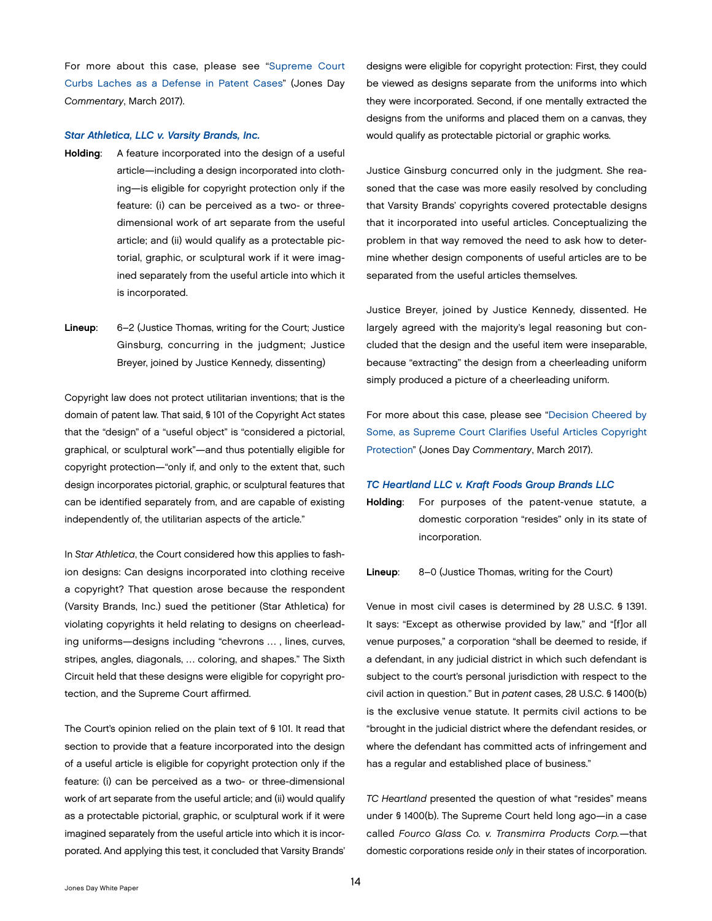For more about this case, please see "Supreme Court Curbs Laches as a Defense in Patent Cases" (Jones Day *Commentary*, March 2017).

### *Star Athletica, LLC v. Varsity Brands, Inc.*

**Holding**: A feature incorporated into the design of a useful article—including a design incorporated into clothing—is eligible for copyright protection only if the feature: (i) can be perceived as a two- or three-dimensional work of art separate from the useful article; and (ii) would qualify as a protectable pictorial, graphic, or sculptural work if it were imagined separately from the useful article into which it is incorporated.

**Lineup**: 6–2 (Justice Thomas, writing for the Court; Justice Ginsburg, concurring in the judgment; Justice Breyer, joined by Justice Kennedy, dissenting)

Copyright law does not protect utilitarian inventions; that is the domain of patent law. That said, § 101 of the Copyright Act states that the "design" of a "useful object" is "considered a pictorial, graphical, or sculptural work"—and thus potentially eligible for copyright protection—"only if, and only to the extent that, such design incorporates pictorial, graphic, or sculptural features that can be identified separately from, and are capable of existing independently of, the utilitarian aspects of the article."

In *Star Athletica*, the Court considered how this applies to fashion designs: Can designs incorporated into clothing receive a copyright? That question arose because the respondent (Varsity Brands, Inc.) sued the petitioner (Star Athletica) for violating copyrights it held relating to designs on cheerleading uniforms—designs including "chevrons … , lines, curves, stripes, angles, diagonals, … coloring, and shapes." The Sixth Circuit held that these designs were eligible for copyright protection, and the Supreme Court affirmed.

The Court's opinion relied on the plain text of § 101. It read that section to provide that a feature incorporated into the design of a useful article is eligible for copyright protection only if the feature: (i) can be perceived as a two- or three-dimensional work of art separate from the useful article; and (ii) would qualify as a protectable pictorial, graphic, or sculptural work if it were imagined separately from the useful article into which it is incorporated. And applying this test, it concluded that Varsity Brands' designs were eligible for copyright protection: First, they could be viewed as designs separate from the uniforms into which they were incorporated. Second, if one mentally extracted the designs from the uniforms and placed them on a canvas, they would qualify as protectable pictorial or graphic works.

Justice Ginsburg concurred only in the judgment. She reasoned that the case was more easily resolved by concluding that Varsity Brands' copyrights covered protectable designs that it incorporated into useful articles. Conceptualizing the problem in that way removed the need to ask how to determine whether design components of useful articles are to be separated from the useful articles themselves.

Justice Breyer, joined by Justice Kennedy, dissented. He largely agreed with the majority's legal reasoning but concluded that the design and the useful item were inseparable, because "extracting" the design from a cheerleading uniform simply produced a picture of a cheerleading uniform.

For more about this case, please see "Decision Cheered by Some, as Supreme Court Clarifies Useful Articles Copyright Protection" (Jones Day *Commentary*, March 2017).

### *TC Heartland LLC v. Kraft Foods Group Brands LLC*

**Holding**: For purposes of the patent-venue statute, a domestic corporation "resides" only in its state of incorporation.

**Lineup**: 8–0 (Justice Thomas, writing for the Court)

Venue in most civil cases is determined by 28 U.S.C. § 1391. It says: "Except as otherwise provided by law," and "[f]or all venue purposes," a corporation "shall be deemed to reside, if a defendant, in any judicial district in which such defendant is subject to the court's personal jurisdiction with respect to the civil action in question." But in *patent* cases, 28 U.S.C. § 1400(b) is the exclusive venue statute. It permits civil actions to be "brought in the judicial district where the defendant resides, or where the defendant has committed acts of infringement and has a regular and established place of business."

*TC Heartland* presented the question of what "resides" means under § 1400(b). The Supreme Court held long ago—in a case called *Fourco Glass Co. v. Transmirra Products Corp.*—that domestic corporations reside *only* in their states of incorporation.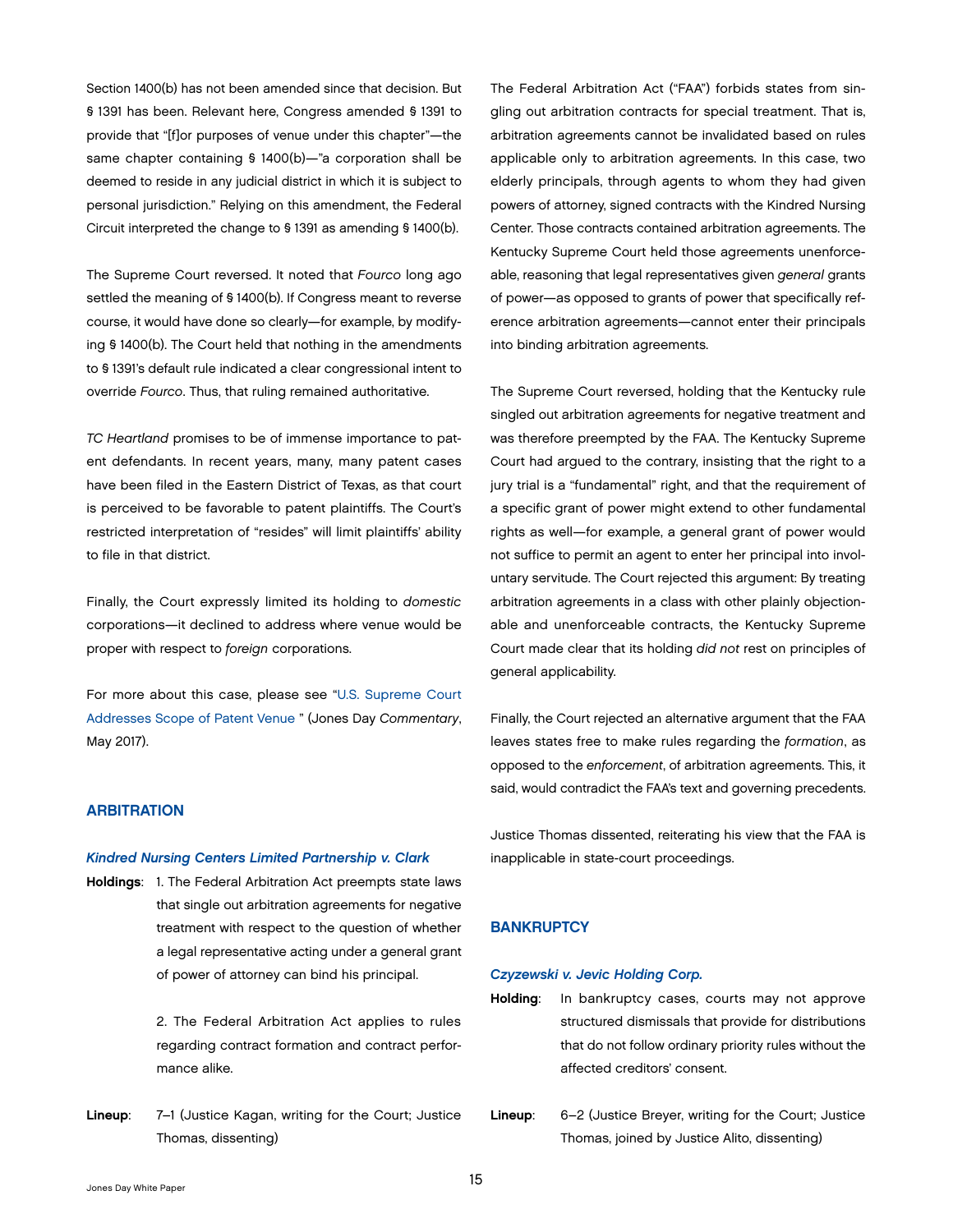Section 1400(b) has not been amended since that decision. But § 1391 has been. Relevant here, Congress amended § 1391 to provide that "[f]or purposes of venue under this chapter"—the same chapter containing § 1400(b)—"a corporation shall be deemed to reside in any judicial district in which it is subject to personal jurisdiction." Relying on this amendment, the Federal Circuit interpreted the change to § 1391 as amending § 1400(b).

The Supreme Court reversed. It noted that *Fourco* long ago settled the meaning of § 1400(b). If Congress meant to reverse course, it would have done so clearly—for example, by modifying § 1400(b). The Court held that nothing in the amendments to § 1391's default rule indicated a clear congressional intent to override *Fourco*. Thus, that ruling remained authoritative.

*TC Heartland* promises to be of immense importance to patent defendants. In recent years, many, many patent cases have been filed in the Eastern District of Texas, as that court is perceived to be favorable to patent plaintiffs. The Court's restricted interpretation of "resides" will limit plaintiffs' ability to file in that district.

Finally, the Court expressly limited its holding to *domestic* corporations—it declined to address where venue would be proper with respect to *foreign* corporations.

For more about this case, please see "U.S. Supreme Court Addresses Scope of Patent Venue " (Jones Day *Commentary*, May 2017).

## ARBITRATION

### *Kindred Nursing Centers Limited Partnership v. Clark*

**Holdings**: 1. The Federal Arbitration Act preempts state laws that single out arbitration agreements for negative treatment with respect to the question of whether a legal representative acting under a general grant of power of attorney can bind his principal.

2. The Federal Arbitration Act applies to rules regarding contract formation and contract performance alike.

**Lineup**: 7–1 (Justice Kagan, writing for the Court; Justice Thomas, dissenting)

The Federal Arbitration Act ("FAA") forbids states from singling out arbitration contracts for special treatment. That is, arbitration agreements cannot be invalidated based on rules applicable only to arbitration agreements. In this case, two elderly principals, through agents to whom they had given powers of attorney, signed contracts with the Kindred Nursing Center. Those contracts contained arbitration agreements. The Kentucky Supreme Court held those agreements unenforceable, reasoning that legal representatives given *general* grants of power—as opposed to grants of power that specifically reference arbitration agreements—cannot enter their principals into binding arbitration agreements.

The Supreme Court reversed, holding that the Kentucky rule singled out arbitration agreements for negative treatment and was therefore preempted by the FAA. The Kentucky Supreme Court had argued to the contrary, insisting that the right to a jury trial is a "fundamental" right, and that the requirement of a specific grant of power might extend to other fundamental rights as well—for example, a general grant of power would not suffice to permit an agent to enter her principal into involuntary servitude. The Court rejected this argument: By treating arbitration agreements in a class with other plainly objectionable and unenforceable contracts, the Kentucky Supreme Court made clear that its holding *did not* rest on principles of general applicability.

Finally, the Court rejected an alternative argument that the FAA leaves states free to make rules regarding the *formation*, as opposed to the *enforcement*, of arbitration agreements. This, it said, would contradict the FAA's text and governing precedents.

Justice Thomas dissented, reiterating his view that the FAA is inapplicable in state-court proceedings.

## BANKRUPTCY

### *Czyzewski v. Jevic Holding Corp.*

**Holding**: In bankruptcy cases, courts may not approve structured dismissals that provide for distributions that do not follow ordinary priority rules without the affected creditors' consent.

**Lineup**: 6–2 (Justice Breyer, writing for the Court; Justice Thomas, joined by Justice Alito, dissenting)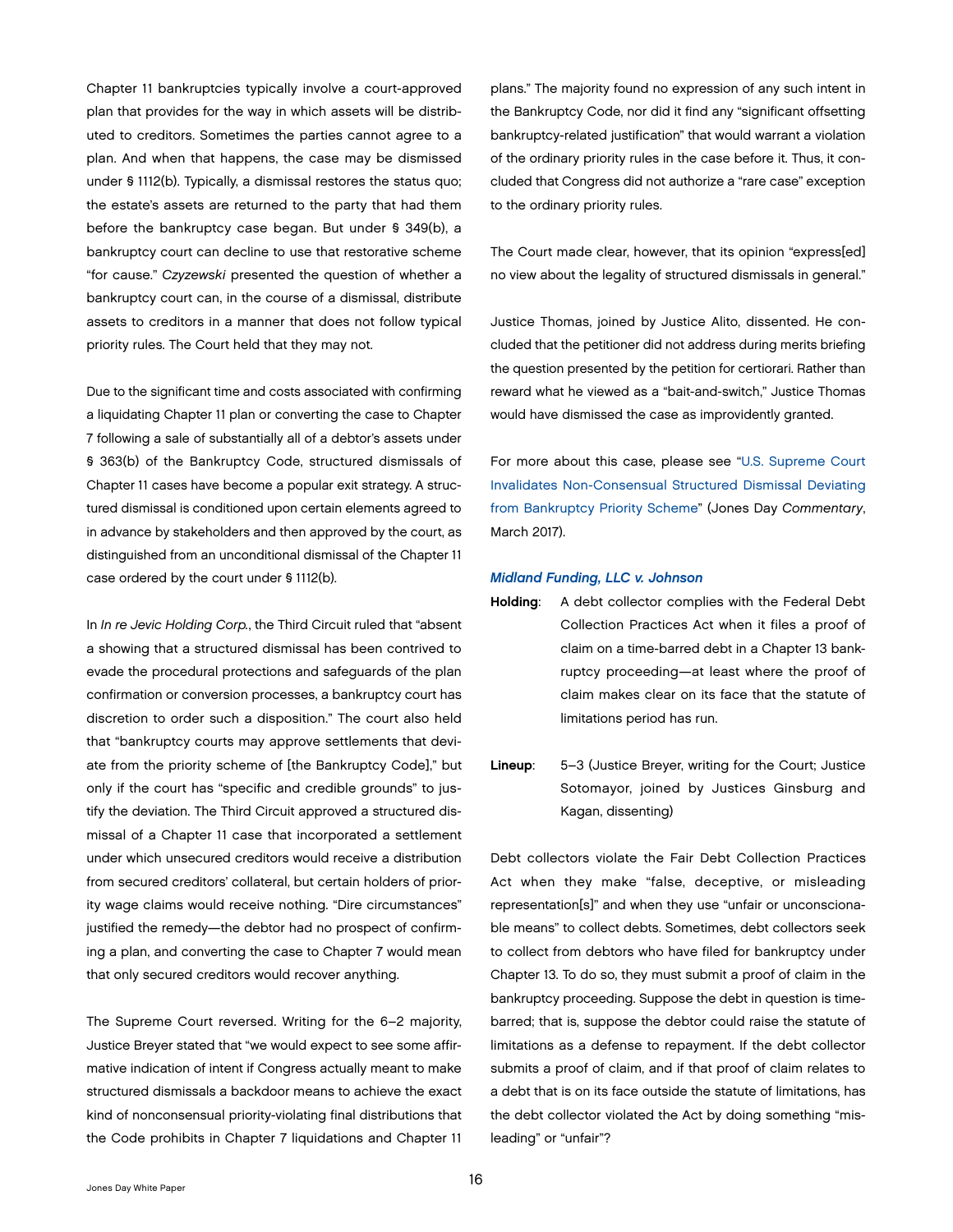Chapter 11 bankruptcies typically involve a court-approved plan that provides for the way in which assets will be distributed to creditors. Sometimes the parties cannot agree to a plan. And when that happens, the case may be dismissed under § 1112(b). Typically, a dismissal restores the status quo; the estate's assets are returned to the party that had them before the bankruptcy case began. But under § 349(b), a bankruptcy court can decline to use that restorative scheme "for cause." *Czyzewski* presented the question of whether a bankruptcy court can, in the course of a dismissal, distribute assets to creditors in a manner that does not follow typical priority rules. The Court held that they may not.

Due to the significant time and costs associated with confirming a liquidating Chapter 11 plan or converting the case to Chapter 7 following a sale of substantially all of a debtor's assets under § 363(b) of the Bankruptcy Code, structured dismissals of Chapter 11 cases have become a popular exit strategy. A structured dismissal is conditioned upon certain elements agreed to in advance by stakeholders and then approved by the court, as distinguished from an unconditional dismissal of the Chapter 11 case ordered by the court under § 1112(b).

In *In re Jevic Holding Corp.*, the Third Circuit ruled that "absent a showing that a structured dismissal has been contrived to evade the procedural protections and safeguards of the plan confirmation or conversion processes, a bankruptcy court has discretion to order such a disposition." The court also held that "bankruptcy courts may approve settlements that deviate from the priority scheme of [the Bankruptcy Code]," but only if the court has "specific and credible grounds" to justify the deviation. The Third Circuit approved a structured dismissal of a Chapter 11 case that incorporated a settlement under which unsecured creditors would receive a distribution from secured creditors' collateral, but certain holders of priority wage claims would receive nothing. "Dire circumstances" justified the remedy—the debtor had no prospect of confirming a plan, and converting the case to Chapter 7 would mean that only secured creditors would recover anything.

The Supreme Court reversed. Writing for the 6–2 majority, Justice Breyer stated that "we would expect to see some affirmative indication of intent if Congress actually meant to make structured dismissals a backdoor means to achieve the exact kind of nonconsensual priority-violating final distributions that the Code prohibits in Chapter 7 liquidations and Chapter 11 plans." The majority found no expression of any such intent in the Bankruptcy Code, nor did it find any "significant offsetting bankruptcy-related justification" that would warrant a violation of the ordinary priority rules in the case before it. Thus, it concluded that Congress did not authorize a "rare case" exception to the ordinary priority rules.

The Court made clear, however, that its opinion "express[ed] no view about the legality of structured dismissals in general."

Justice Thomas, joined by Justice Alito, dissented. He concluded that the petitioner did not address during merits briefing the question presented by the petition for certiorari. Rather than reward what he viewed as a "bait-and-switch," Justice Thomas would have dismissed the case as improvidently granted.

For more about this case, please see "U.S. Supreme Court Invalidates Non-Consensual Structured Dismissal Deviating from Bankruptcy Priority Scheme" (Jones Day *Commentary*, March 2017).

### *Midland Funding, LLC v. Johnson*

**Holding**: A debt collector complies with the Federal Debt Collection Practices Act when it files a proof of claim on a time-barred debt in a Chapter 13 bankruptcy proceeding—at least where the proof of claim makes clear on its face that the statute of limitations period has run.

**Lineup**: 5–3 (Justice Breyer, writing for the Court; Justice Sotomayor, joined by Justices Ginsburg and Kagan, dissenting)

Debt collectors violate the Fair Debt Collection Practices Act when they make "false, deceptive, or misleading representation[s]" and when they use "unfair or unconscionable means" to collect debts. Sometimes, debt collectors seek to collect from debtors who have filed for bankruptcy under Chapter 13. To do so, they must submit a proof of claim in the bankruptcy proceeding. Suppose the debt in question is time-barred; that is, suppose the debtor could raise the statute of limitations as a defense to repayment. If the debt collector submits a proof of claim, and if that proof of claim relates to a debt that is on its face outside the statute of limitations, has the debt collector violated the Act by doing something "misleading" or "unfair"?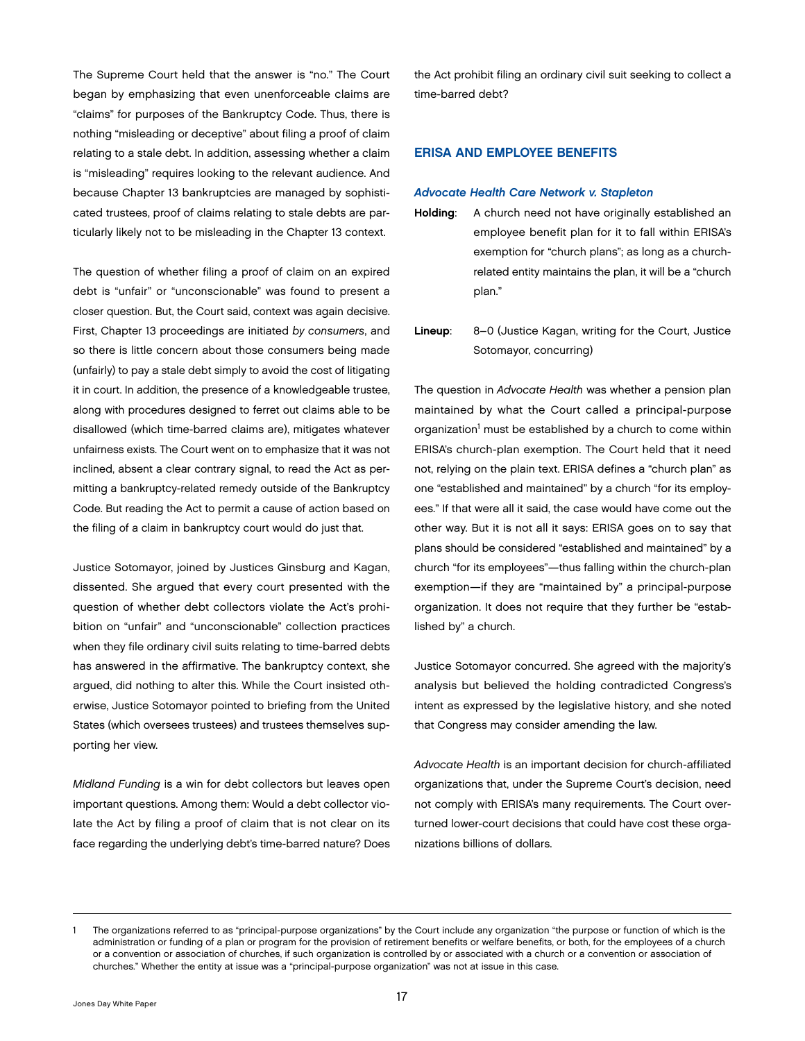The Supreme Court held that the answer is "no." The Court began by emphasizing that even unenforceable claims are "claims" for purposes of the Bankruptcy Code. Thus, there is nothing "misleading or deceptive" about filing a proof of claim relating to a stale debt. In addition, assessing whether a claim is "misleading" requires looking to the relevant audience. And because Chapter 13 bankruptcies are managed by sophisticated trustees, proof of claims relating to stale debts are particularly likely not to be misleading in the Chapter 13 context.

The question of whether filing a proof of claim on an expired debt is "unfair" or "unconscionable" was found to present a closer question. But, the Court said, context was again decisive. First, Chapter 13 proceedings are initiated *by consumers*, and so there is little concern about those consumers being made (unfairly) to pay a stale debt simply to avoid the cost of litigating it in court. In addition, the presence of a knowledgeable trustee, along with procedures designed to ferret out claims able to be disallowed (which time-barred claims are), mitigates whatever unfairness exists. The Court went on to emphasize that it was not inclined, absent a clear contrary signal, to read the Act as permitting a bankruptcy-related remedy outside of the Bankruptcy Code. But reading the Act to permit a cause of action based on the filing of a claim in bankruptcy court would do just that.

Justice Sotomayor, joined by Justices Ginsburg and Kagan, dissented. She argued that every court presented with the question of whether debt collectors violate the Act's prohibition on "unfair" and "unconscionable" collection practices when they file ordinary civil suits relating to time-barred debts has answered in the affirmative. The bankruptcy context, she argued, did nothing to alter this. While the Court insisted otherwise, Justice Sotomayor pointed to briefing from the United States (which oversees trustees) and trustees themselves supporting her view.

*Midland Funding* is a win for debt collectors but leaves open important questions. Among them: Would a debt collector violate the Act by filing a proof of claim that is not clear on its face regarding the underlying debt's time-barred nature? Does the Act prohibit filing an ordinary civil suit seeking to collect a time-barred debt?

## ERISA AND EMPLOYEE BENEFITS

### *Advocate Health Care Network v. Stapleton*

**Holding**: A church need not have originally established an employee benefit plan for it to fall within ERISA's exemption for "church plans"; as long as a church-related entity maintains the plan, it will be a "church plan."

**Lineup**: 8–0 (Justice Kagan, writing for the Court, Justice Sotomayor, concurring)

The question in *Advocate Health* was whether a pension plan maintained by what the Court called a principal-purpose organization[1] must be established by a church to come within ERISA's church-plan exemption. The Court held that it need not, relying on the plain text. ERISA defines a "church plan" as one "established and maintained" by a church "for its employees." If that were all it said, the case would have come out the other way. But it is not all it says: ERISA goes on to say that plans should be considered "established and maintained" by a church "for its employees"—thus falling within the church-plan exemption—if they are "maintained by" a principal-purpose organization. It does not require that they further be "established by" a church.

Justice Sotomayor concurred. She agreed with the majority's analysis but believed the holding contradicted Congress's intent as expressed by the legislative history, and she noted that Congress may consider amending the law.

*Advocate Health* is an important decision for church-affiliated organizations that, under the Supreme Court's decision, need not comply with ERISA's many requirements. The Court overturned lower-court decisions that could have cost these organizations billions of dollars.

---

1 The organizations referred to as "principal-purpose organizations" by the Court include any organization "the purpose or function of which is the administration or funding of a plan or program for the provision of retirement benefits or welfare benefits, or both, for the employees of a church or a convention or association of churches, if such organization is controlled by or associated with a church or a convention or association of churches." Whether the entity at issue was a "principal-purpose organization" was not at issue in this case.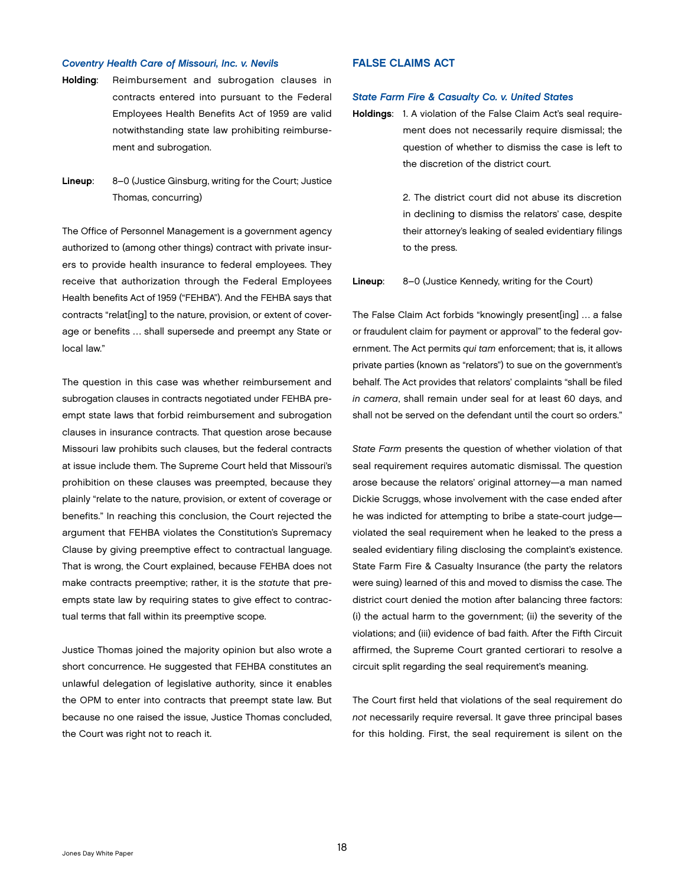### *Coventry Health Care of Missouri, Inc. v. Nevils*

**Holding**: Reimbursement and subrogation clauses in contracts entered into pursuant to the Federal Employees Health Benefits Act of 1959 are valid notwithstanding state law prohibiting reimbursement and subrogation.

**Lineup**: 8–0 (Justice Ginsburg, writing for the Court; Justice Thomas, concurring)

The Office of Personnel Management is a government agency authorized to (among other things) contract with private insurers to provide health insurance to federal employees. They receive that authorization through the Federal Employees Health benefits Act of 1959 ("FEHBA"). And the FEHBA says that contracts "relat[ing] to the nature, provision, or extent of coverage or benefits … shall supersede and preempt any State or local law."

The question in this case was whether reimbursement and subrogation clauses in contracts negotiated under FEHBA preempt state laws that forbid reimbursement and subrogation clauses in insurance contracts. That question arose because Missouri law prohibits such clauses, but the federal contracts at issue include them. The Supreme Court held that Missouri's prohibition on these clauses was preempted, because they plainly "relate to the nature, provision, or extent of coverage or benefits." In reaching this conclusion, the Court rejected the argument that FEHBA violates the Constitution's Supremacy Clause by giving preemptive effect to contractual language. That is wrong, the Court explained, because FEHBA does not make contracts preemptive; rather, it is the *statute* that preempts state law by requiring states to give effect to contractual terms that fall within its preemptive scope.

Justice Thomas joined the majority opinion but also wrote a short concurrence. He suggested that FEHBA constitutes an unlawful delegation of legislative authority, since it enables the OPM to enter into contracts that preempt state law. But because no one raised the issue, Justice Thomas concluded, the Court was right not to reach it.

## FALSE CLAIMS ACT

### *State Farm Fire & Casualty Co. v. United States*

**Holdings**: 1. A violation of the False Claim Act's seal requirement does not necessarily require dismissal; the question of whether to dismiss the case is left to the discretion of the district court.

2. The district court did not abuse its discretion in declining to dismiss the relators' case, despite their attorney's leaking of sealed evidentiary filings to the press.

**Lineup**: 8–0 (Justice Kennedy, writing for the Court)

The False Claim Act forbids "knowingly present[ing] … a false or fraudulent claim for payment or approval" to the federal government. The Act permits *qui tam* enforcement; that is, it allows private parties (known as "relators") to sue on the government's behalf. The Act provides that relators' complaints "shall be filed *in camera*, shall remain under seal for at least 60 days, and shall not be served on the defendant until the court so orders."

*State Farm* presents the question of whether violation of that seal requirement requires automatic dismissal. The question arose because the relators' original attorney—a man named Dickie Scruggs, whose involvement with the case ended after he was indicted for attempting to bribe a state-court judge—violated the seal requirement when he leaked to the press a sealed evidentiary filing disclosing the complaint's existence. State Farm Fire & Casualty Insurance (the party the relators were suing) learned of this and moved to dismiss the case. The district court denied the motion after balancing three factors: (i) the actual harm to the government; (ii) the severity of the violations; and (iii) evidence of bad faith. After the Fifth Circuit affirmed, the Supreme Court granted certiorari to resolve a circuit split regarding the seal requirement's meaning.

The Court first held that violations of the seal requirement do *not* necessarily require reversal. It gave three principal bases for this holding. First, the seal requirement is silent on the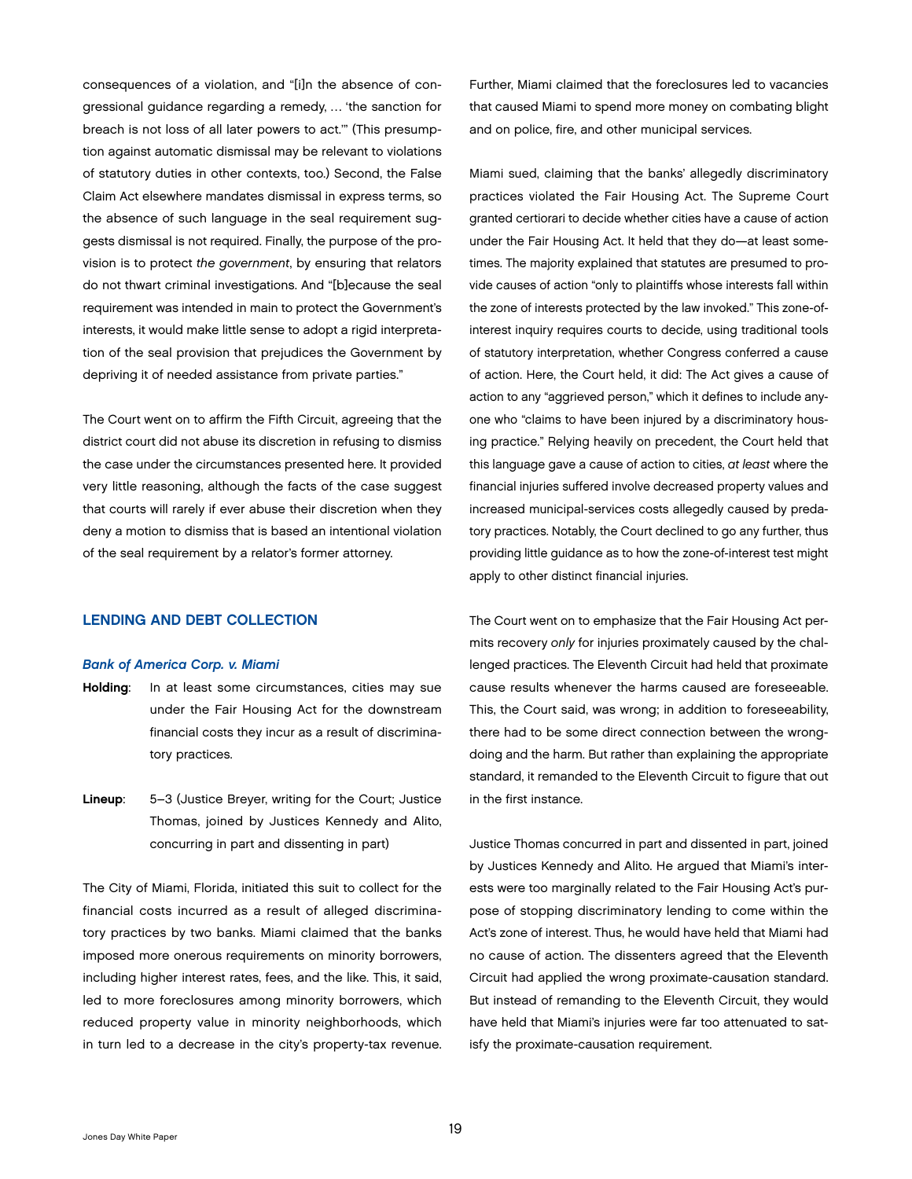consequences of a violation, and "[i]n the absence of congressional guidance regarding a remedy, … 'the sanction for breach is not loss of all later powers to act.'" (This presumption against automatic dismissal may be relevant to violations of statutory duties in other contexts, too.) Second, the False Claim Act elsewhere mandates dismissal in express terms, so the absence of such language in the seal requirement suggests dismissal is not required. Finally, the purpose of the provision is to protect *the government*, by ensuring that relators do not thwart criminal investigations. And "[b]ecause the seal requirement was intended in main to protect the Government's interests, it would make little sense to adopt a rigid interpretation of the seal provision that prejudices the Government by depriving it of needed assistance from private parties."

The Court went on to affirm the Fifth Circuit, agreeing that the district court did not abuse its discretion in refusing to dismiss the case under the circumstances presented here. It provided very little reasoning, although the facts of the case suggest that courts will rarely if ever abuse their discretion when they deny a motion to dismiss that is based an intentional violation of the seal requirement by a relator's former attorney.

## LENDING AND DEBT COLLECTION

### *Bank of America Corp. v. Miami*

**Holding**: In at least some circumstances, cities may sue under the Fair Housing Act for the downstream financial costs they incur as a result of discriminatory practices.

**Lineup**: 5–3 (Justice Breyer, writing for the Court; Justice Thomas, joined by Justices Kennedy and Alito, concurring in part and dissenting in part)

The City of Miami, Florida, initiated this suit to collect for the financial costs incurred as a result of alleged discriminatory practices by two banks. Miami claimed that the banks imposed more onerous requirements on minority borrowers, including higher interest rates, fees, and the like. This, it said, led to more foreclosures among minority borrowers, which reduced property value in minority neighborhoods, which in turn led to a decrease in the city's property-tax revenue. Further, Miami claimed that the foreclosures led to vacancies that caused Miami to spend more money on combating blight and on police, fire, and other municipal services.

Miami sued, claiming that the banks' allegedly discriminatory practices violated the Fair Housing Act. The Supreme Court granted certiorari to decide whether cities have a cause of action under the Fair Housing Act. It held that they do—at least sometimes. The majority explained that statutes are presumed to provide causes of action "only to plaintiffs whose interests fall within the zone of interests protected by the law invoked." This zone-of-interest inquiry requires courts to decide, using traditional tools of statutory interpretation, whether Congress conferred a cause of action. Here, the Court held, it did: The Act gives a cause of action to any "aggrieved person," which it defines to include anyone who "claims to have been injured by a discriminatory housing practice." Relying heavily on precedent, the Court held that this language gave a cause of action to cities, *at least* where the financial injuries suffered involve decreased property values and increased municipal-services costs allegedly caused by predatory practices. Notably, the Court declined to go any further, thus providing little guidance as to how the zone-of-interest test might apply to other distinct financial injuries.

The Court went on to emphasize that the Fair Housing Act permits recovery *only* for injuries proximately caused by the challenged practices. The Eleventh Circuit had held that proximate cause results whenever the harms caused are foreseeable. This, the Court said, was wrong; in addition to foreseeability, there had to be some direct connection between the wrongdoing and the harm. But rather than explaining the appropriate standard, it remanded to the Eleventh Circuit to figure that out in the first instance.

Justice Thomas concurred in part and dissented in part, joined by Justices Kennedy and Alito. He argued that Miami's interests were too marginally related to the Fair Housing Act's purpose of stopping discriminatory lending to come within the Act's zone of interest. Thus, he would have held that Miami had no cause of action. The dissenters agreed that the Eleventh Circuit had applied the wrong proximate-causation standard. But instead of remanding to the Eleventh Circuit, they would have held that Miami's injuries were far too attenuated to satisfy the proximate-causation requirement.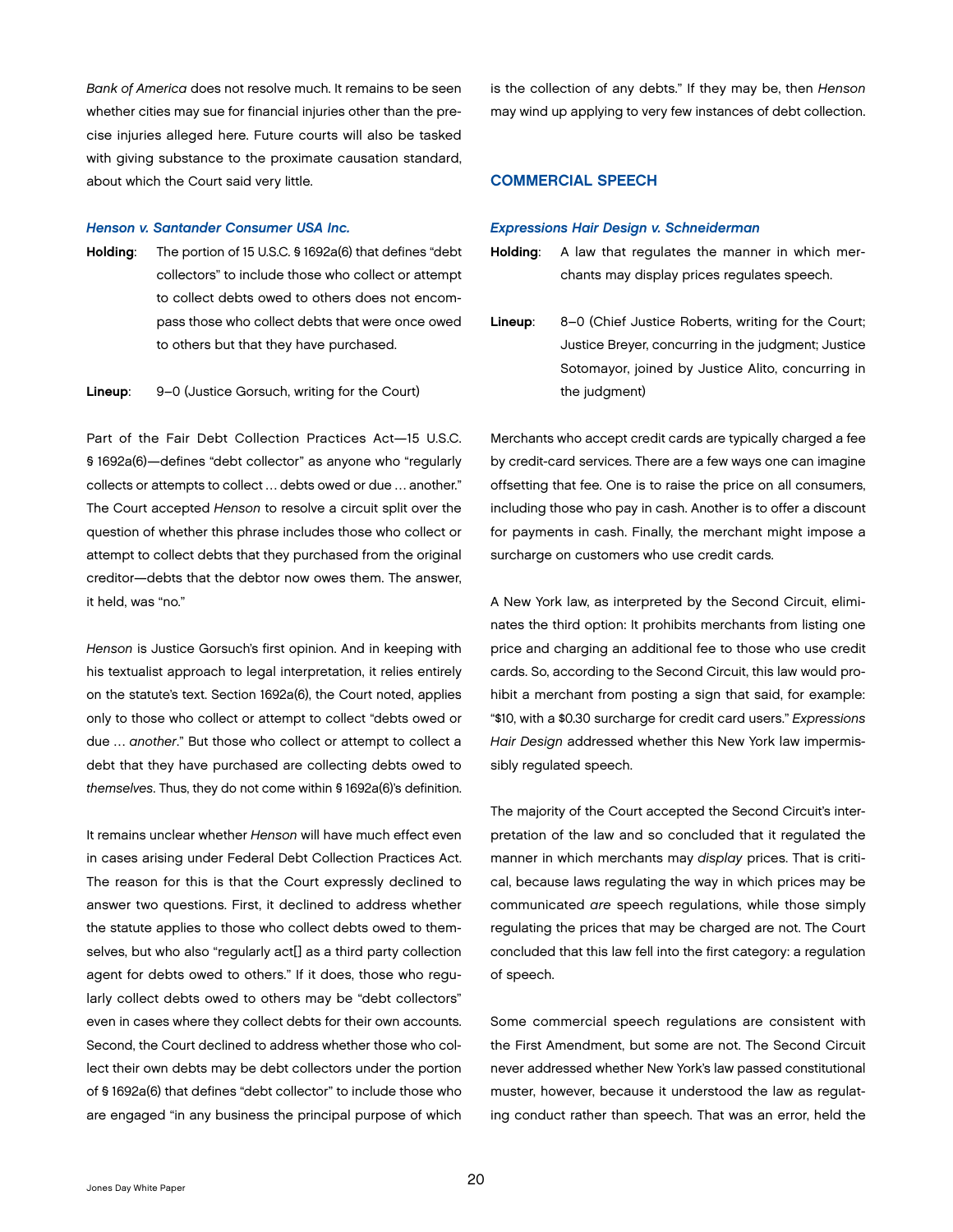*Bank of America* does not resolve much. It remains to be seen whether cities may sue for financial injuries other than the precise injuries alleged here. Future courts will also be tasked with giving substance to the proximate causation standard, about which the Court said very little.

### *Henson v. Santander Consumer USA Inc.*

**Holding**: The portion of 15 U.S.C. § 1692a(6) that defines "debt collectors" to include those who collect or attempt to collect debts owed to others does not encompass those who collect debts that were once owed to others but that they have purchased.

**Lineup**: 9–0 (Justice Gorsuch, writing for the Court)

Part of the Fair Debt Collection Practices Act—15 U.S.C. § 1692a(6)—defines "debt collector" as anyone who "regularly collects or attempts to collect … debts owed or due … another." The Court accepted *Henson* to resolve a circuit split over the question of whether this phrase includes those who collect or attempt to collect debts that they purchased from the original creditor—debts that the debtor now owes them. The answer, it held, was "no."

*Henson* is Justice Gorsuch's first opinion. And in keeping with his textualist approach to legal interpretation, it relies entirely on the statute's text. Section 1692a(6), the Court noted, applies only to those who collect or attempt to collect "debts owed or due … *another*." But those who collect or attempt to collect a debt that they have purchased are collecting debts owed to *themselves*. Thus, they do not come within § 1692a(6)'s definition.

It remains unclear whether *Henson* will have much effect even in cases arising under Federal Debt Collection Practices Act. The reason for this is that the Court expressly declined to answer two questions. First, it declined to address whether the statute applies to those who collect debts owed to themselves, but who also "regularly act[] as a third party collection agent for debts owed to others." If it does, those who regularly collect debts owed to others may be "debt collectors" even in cases where they collect debts for their own accounts. Second, the Court declined to address whether those who collect their own debts may be debt collectors under the portion of § 1692a(6) that defines "debt collector" to include those who are engaged "in any business the principal purpose of which is the collection of any debts." If they may be, then *Henson* may wind up applying to very few instances of debt collection.

## COMMERCIAL SPEECH

### *Expressions Hair Design v. Schneiderman*

**Holding**: A law that regulates the manner in which merchants may display prices regulates speech.

**Lineup**: 8–0 (Chief Justice Roberts, writing for the Court; Justice Breyer, concurring in the judgment; Justice Sotomayor, joined by Justice Alito, concurring in the judgment)

Merchants who accept credit cards are typically charged a fee by credit-card services. There are a few ways one can imagine offsetting that fee. One is to raise the price on all consumers, including those who pay in cash. Another is to offer a discount for payments in cash. Finally, the merchant might impose a surcharge on customers who use credit cards.

A New York law, as interpreted by the Second Circuit, eliminates the third option: It prohibits merchants from listing one price and charging an additional fee to those who use credit cards. So, according to the Second Circuit, this law would prohibit a merchant from posting a sign that said, for example: "$10, with a $0.30 surcharge for credit card users." *Expressions Hair Design* addressed whether this New York law impermissibly regulated speech.

The majority of the Court accepted the Second Circuit's interpretation of the law and so concluded that it regulated the manner in which merchants may *display* prices. That is critical, because laws regulating the way in which prices may be communicated *are* speech regulations, while those simply regulating the prices that may be charged are not. The Court concluded that this law fell into the first category: a regulation of speech.

Some commercial speech regulations are consistent with the First Amendment, but some are not. The Second Circuit never addressed whether New York's law passed constitutional muster, however, because it understood the law as regulating conduct rather than speech. That was an error, held the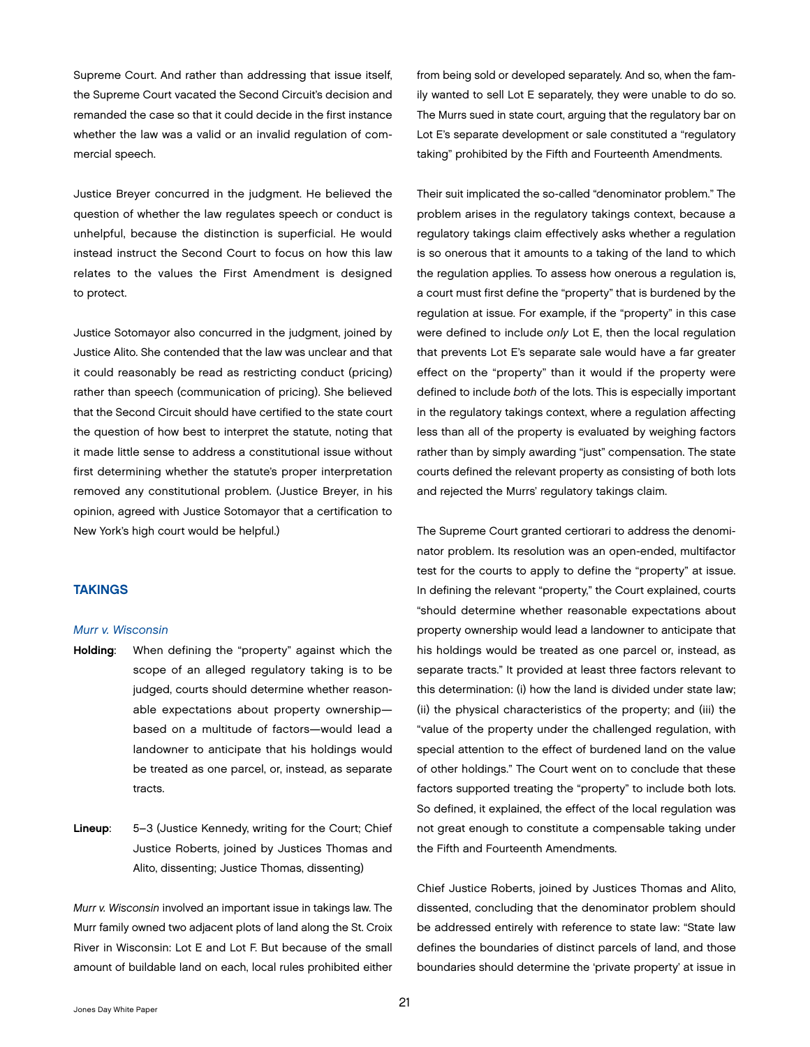Supreme Court. And rather than addressing that issue itself, the Supreme Court vacated the Second Circuit's decision and remanded the case so that it could decide in the first instance whether the law was a valid or an invalid regulation of commercial speech.

Justice Breyer concurred in the judgment. He believed the question of whether the law regulates speech or conduct is unhelpful, because the distinction is superficial. He would instead instruct the Second Court to focus on how this law relates to the values the First Amendment is designed to protect.

Justice Sotomayor also concurred in the judgment, joined by Justice Alito. She contended that the law was unclear and that it could reasonably be read as restricting conduct (pricing) rather than speech (communication of pricing). She believed that the Second Circuit should have certified to the state court the question of how best to interpret the statute, noting that it made little sense to address a constitutional issue without first determining whether the statute's proper interpretation removed any constitutional problem. (Justice Breyer, in his opinion, agreed with Justice Sotomayor that a certification to New York's high court would be helpful.)

## TAKINGS

### *Murr v. Wisconsin*

**Holding**: When defining the "property" against which the scope of an alleged regulatory taking is to be judged, courts should determine whether reasonable expectations about property ownership—based on a multitude of factors—would lead a landowner to anticipate that his holdings would be treated as one parcel, or, instead, as separate tracts.

**Lineup**: 5–3 (Justice Kennedy, writing for the Court; Chief Justice Roberts, joined by Justices Thomas and Alito, dissenting; Justice Thomas, dissenting)

*Murr v. Wisconsin* involved an important issue in takings law. The Murr family owned two adjacent plots of land along the St. Croix River in Wisconsin: Lot E and Lot F. But because of the small amount of buildable land on each, local rules prohibited either from being sold or developed separately. And so, when the family wanted to sell Lot E separately, they were unable to do so. The Murrs sued in state court, arguing that the regulatory bar on Lot E's separate development or sale constituted a "regulatory taking" prohibited by the Fifth and Fourteenth Amendments.

Their suit implicated the so-called "denominator problem." The problem arises in the regulatory takings context, because a regulatory takings claim effectively asks whether a regulation is so onerous that it amounts to a taking of the land to which the regulation applies. To assess how onerous a regulation is, a court must first define the "property" that is burdened by the regulation at issue. For example, if the "property" in this case were defined to include *only* Lot E, then the local regulation that prevents Lot E's separate sale would have a far greater effect on the "property" than it would if the property were defined to include *both* of the lots. This is especially important in the regulatory takings context, where a regulation affecting less than all of the property is evaluated by weighing factors rather than by simply awarding "just" compensation. The state courts defined the relevant property as consisting of both lots and rejected the Murrs' regulatory takings claim.

The Supreme Court granted certiorari to address the denominator problem. Its resolution was an open-ended, multifactor test for the courts to apply to define the "property" at issue. In defining the relevant "property," the Court explained, courts "should determine whether reasonable expectations about property ownership would lead a landowner to anticipate that his holdings would be treated as one parcel or, instead, as separate tracts." It provided at least three factors relevant to this determination: (i) how the land is divided under state law; (ii) the physical characteristics of the property; and (iii) the "value of the property under the challenged regulation, with special attention to the effect of burdened land on the value of other holdings." The Court went on to conclude that these factors supported treating the "property" to include both lots. So defined, it explained, the effect of the local regulation was not great enough to constitute a compensable taking under the Fifth and Fourteenth Amendments.

Chief Justice Roberts, joined by Justices Thomas and Alito, dissented, concluding that the denominator problem should be addressed entirely with reference to state law: "State law defines the boundaries of distinct parcels of land, and those boundaries should determine the 'private property' at issue in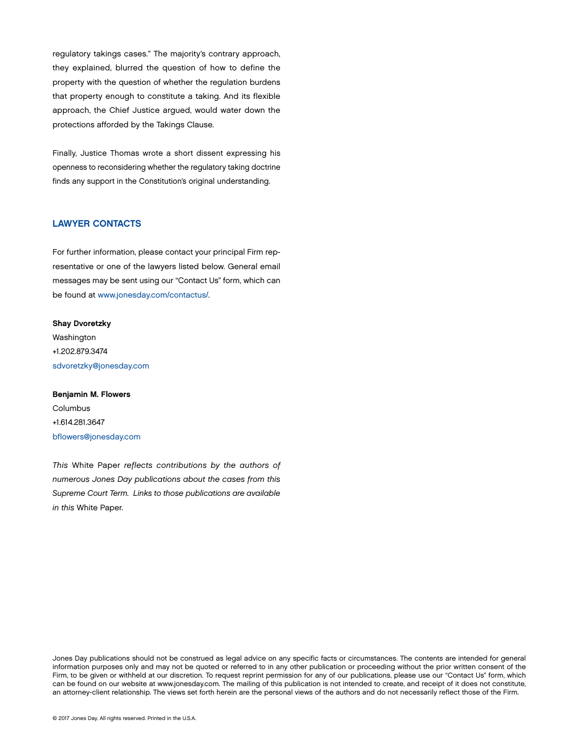regulatory takings cases." The majority's contrary approach, they explained, blurred the question of how to define the property with the question of whether the regulation burdens that property enough to constitute a taking. And its flexible approach, the Chief Justice argued, would water down the protections afforded by the Takings Clause.

Finally, Justice Thomas wrote a short dissent expressing his openness to reconsidering whether the regulatory taking doctrine finds any support in the Constitution's original understanding.

## LAWYER CONTACTS

For further information, please contact your principal Firm representative or one of the lawyers listed below. General email messages may be sent using our "Contact Us" form, which can be found at www.jonesday.com/contactus/.

**Shay Dvoretzky**
Washington
+1.202.879.3474
sdvoretzky@jonesday.com

**Benjamin M. Flowers**
Columbus
+1.614.281.3647
bflowers@jonesday.com

*This* White Paper *reflects contributions by the authors of numerous Jones Day publications about the cases from this Supreme Court Term. Links to those publications are available in this* White Paper.

Jones Day publications should not be construed as legal advice on any specific facts or circumstances. The contents are intended for general information purposes only and may not be quoted or referred to in any other publication or proceeding without the prior written consent of the Firm, to be given or withheld at our discretion. To request reprint permission for any of our publications, please use our "Contact Us" form, which can be found on our website at www.jonesday.com. The mailing of this publication is not intended to create, and receipt of it does not constitute, an attorney-client relationship. The views set forth herein are the personal views of the authors and do not necessarily reflect those of the Firm.

© 2017 Jones Day. All rights reserved. Printed in the U.S.A.